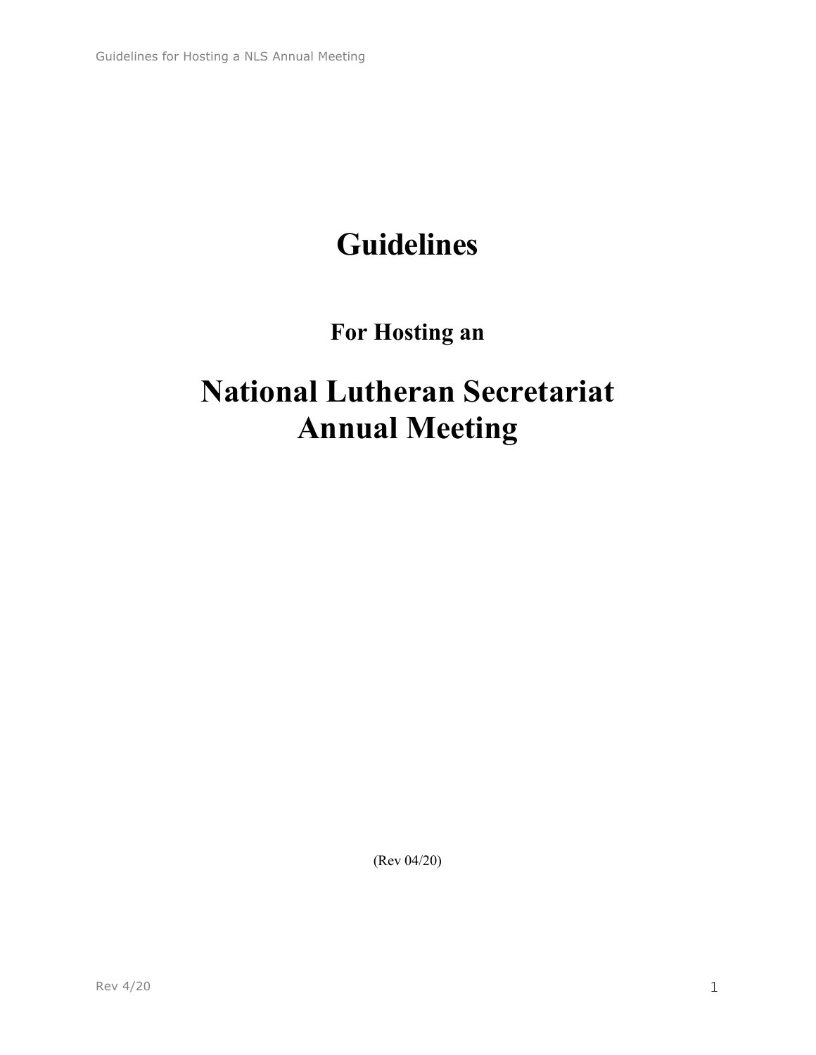# Guidelines

## For Hosting an

# National Lutheran Secretariat Annual Meeting

(Rev 04/20)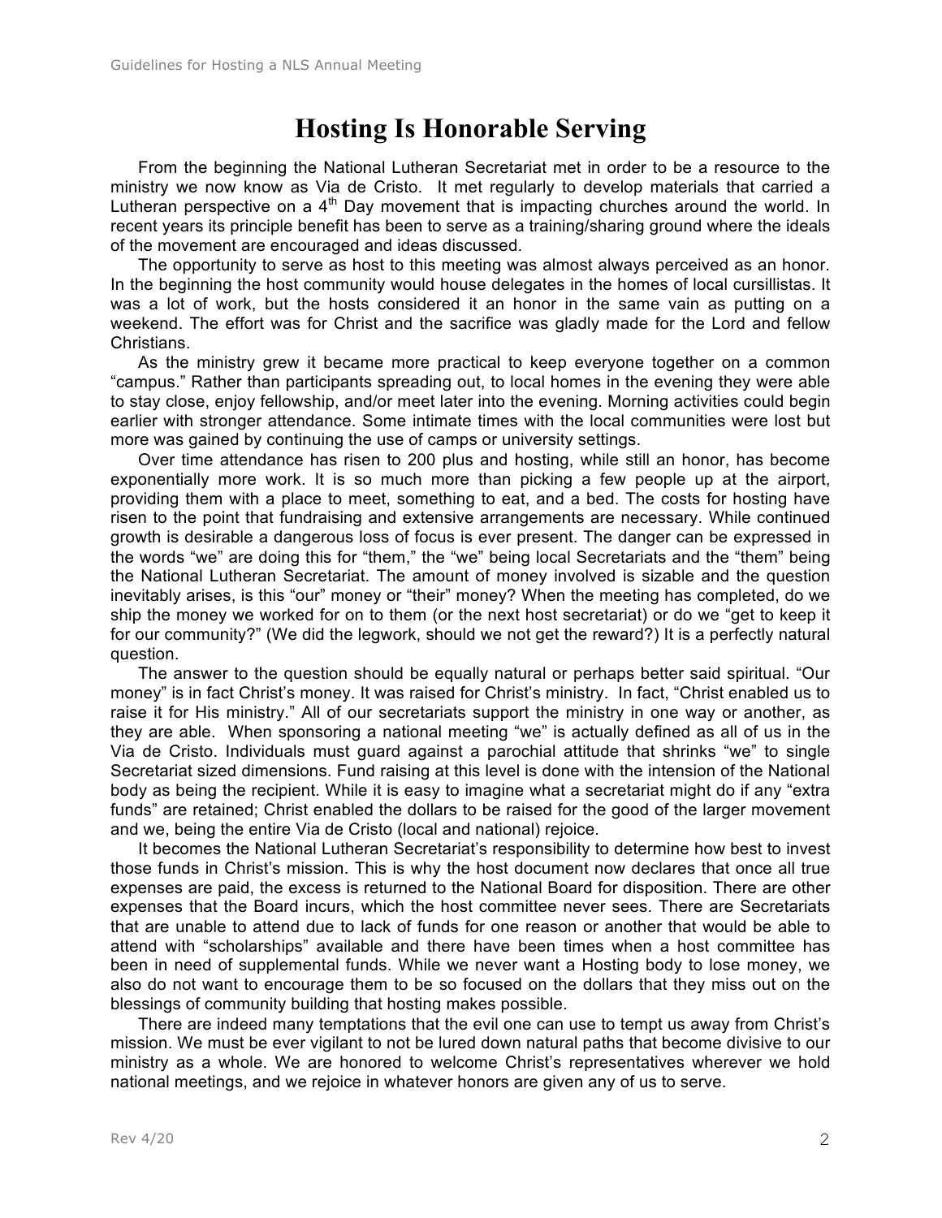# Hosting Is Honorable Serving

From the beginning the National Lutheran Secretariat met in order to be a resource to the ministry we now know as Via de Cristo. It met regularly to develop materials that carried a Lutheran perspective on a 4th Day movement that is impacting churches around the world. In recent years its principle benefit has been to serve as a training/sharing ground where the ideals of the movement are encouraged and ideas discussed.

The opportunity to serve as host to this meeting was almost always perceived as an honor. In the beginning the host community would house delegates in the homes of local cursillistas. It was a lot of work, but the hosts considered it an honor in the same vain as putting on a weekend. The effort was for Christ and the sacrifice was gladly made for the Lord and fellow Christians.

As the ministry grew it became more practical to keep everyone together on a common "campus." Rather than participants spreading out, to local homes in the evening they were able to stay close, enjoy fellowship, and/or meet later into the evening. Morning activities could begin earlier with stronger attendance. Some intimate times with the local communities were lost but more was gained by continuing the use of camps or university settings.

Over time attendance has risen to 200 plus and hosting, while still an honor, has become exponentially more work. It is so much more than picking a few people up at the airport, providing them with a place to meet, something to eat, and a bed. The costs for hosting have risen to the point that fundraising and extensive arrangements are necessary. While continued growth is desirable a dangerous loss of focus is ever present. The danger can be expressed in the words "we" are doing this for "them," the "we" being local Secretariats and the "them" being the National Lutheran Secretariat. The amount of money involved is sizable and the question inevitably arises, is this "our" money or "their" money? When the meeting has completed, do we ship the money we worked for on to them (or the next host secretariat) or do we "get to keep it for our community?" (We did the legwork, should we not get the reward?) It is a perfectly natural question.

The answer to the question should be equally natural or perhaps better said spiritual. "Our money" is in fact Christ's money. It was raised for Christ's ministry. In fact, "Christ enabled us to raise it for His ministry." All of our secretariats support the ministry in one way or another, as they are able. When sponsoring a national meeting "we" is actually defined as all of us in the Via de Cristo. Individuals must guard against a parochial attitude that shrinks "we" to single Secretariat sized dimensions. Fund raising at this level is done with the intension of the National body as being the recipient. While it is easy to imagine what a secretariat might do if any "extra funds" are retained; Christ enabled the dollars to be raised for the good of the larger movement and we, being the entire Via de Cristo (local and national) rejoice.

It becomes the National Lutheran Secretariat's responsibility to determine how best to invest those funds in Christ's mission. This is why the host document now declares that once all true expenses are paid, the excess is returned to the National Board for disposition. There are other expenses that the Board incurs, which the host committee never sees. There are Secretariats that are unable to attend due to lack of funds for one reason or another that would be able to attend with "scholarships" available and there have been times when a host committee has been in need of supplemental funds. While we never want a Hosting body to lose money, we also do not want to encourage them to be so focused on the dollars that they miss out on the blessings of community building that hosting makes possible.

There are indeed many temptations that the evil one can use to tempt us away from Christ's mission. We must be ever vigilant to not be lured down natural paths that become divisive to our ministry as a whole. We are honored to welcome Christ's representatives wherever we hold national meetings, and we rejoice in whatever honors are given any of us to serve.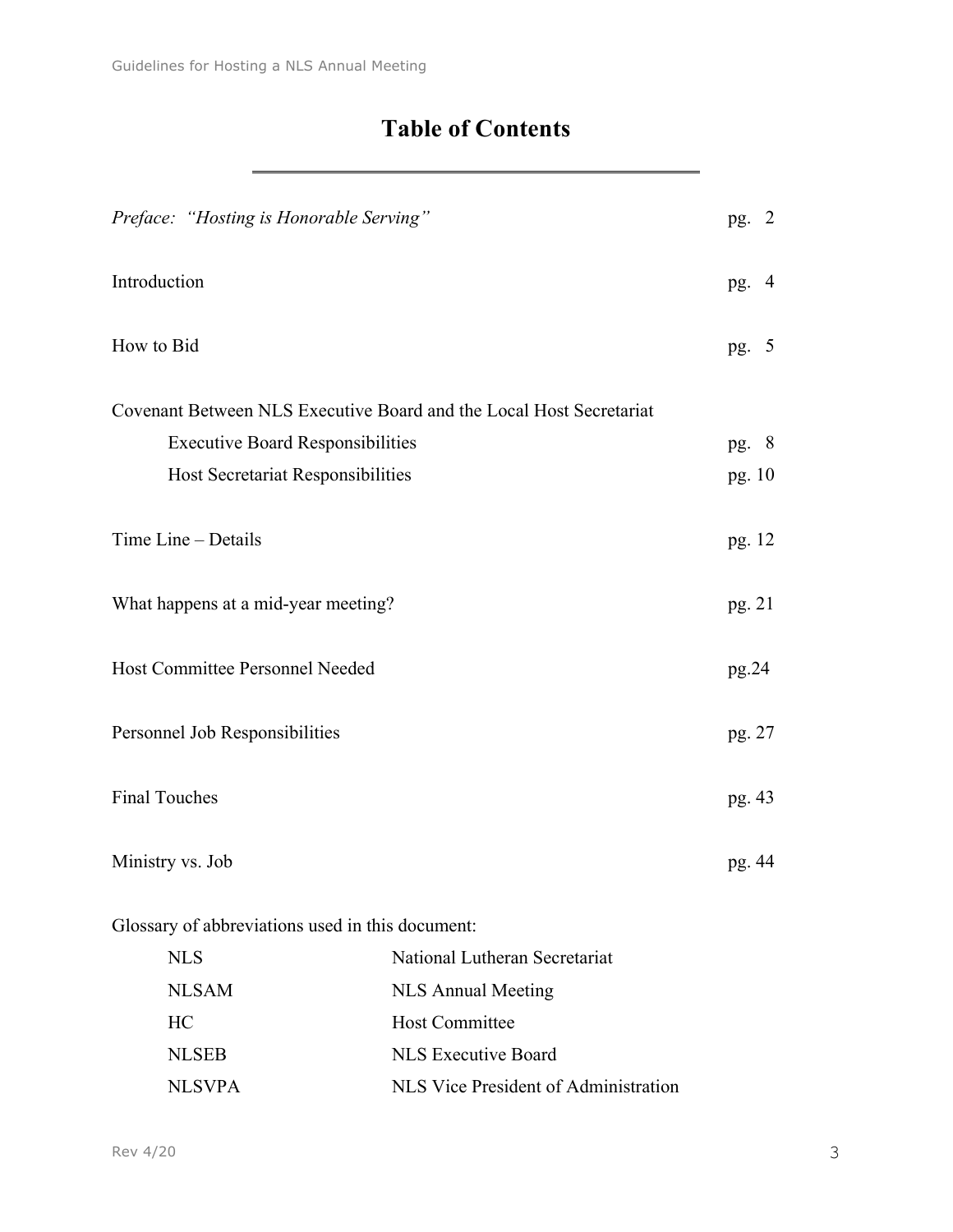# Table of Contents

| | |
|---|---|
| *Preface: "Hosting is Honorable Serving"* | pg. 2 |
| Introduction | pg. 4 |
| How to Bid | pg. 5 |
| Covenant Between NLS Executive Board and the Local Host Secretariat | |
| Executive Board Responsibilities | pg. 8 |
| Host Secretariat Responsibilities | pg. 10 |
| Time Line – Details | pg. 12 |
| What happens at a mid-year meeting? | pg. 21 |
| Host Committee Personnel Needed | pg.24 |
| Personnel Job Responsibilities | pg. 27 |
| Final Touches | pg. 43 |
| Ministry vs. Job | pg. 44 |

Glossary of abbreviations used in this document:

| | |
|---|---|
| NLS | National Lutheran Secretariat |
| NLSAM | NLS Annual Meeting |
| HC | Host Committee |
| NLSEB | NLS Executive Board |
| NLSVPA | NLS Vice President of Administration |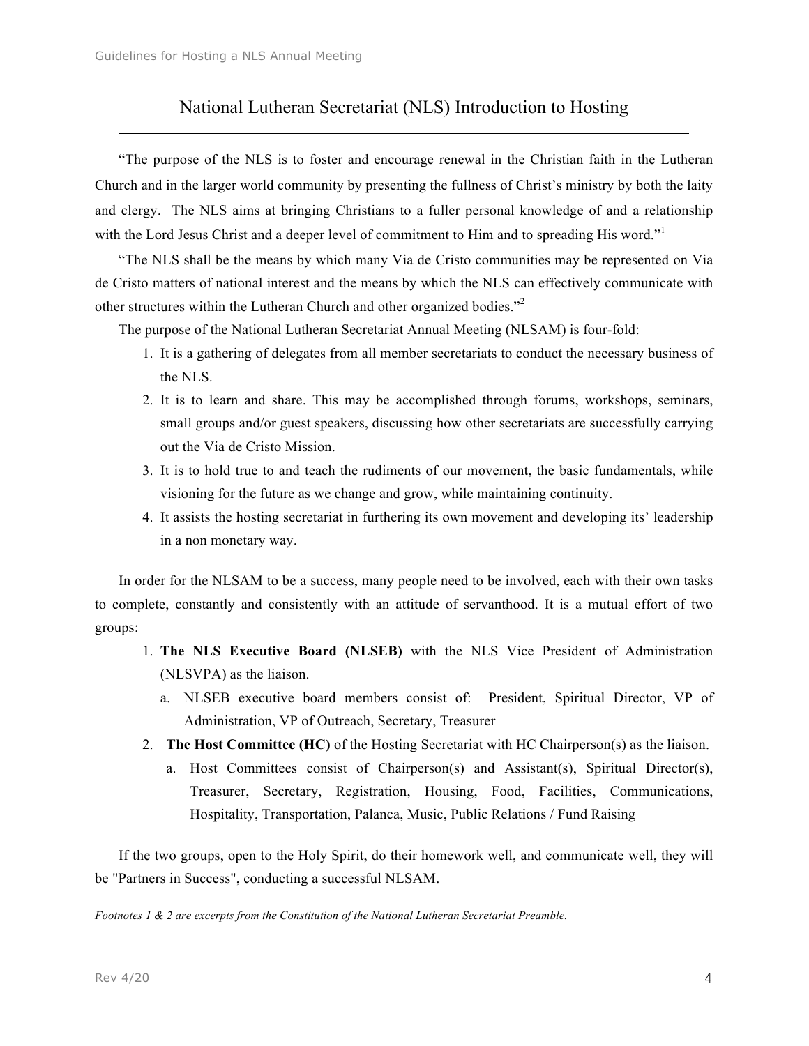# National Lutheran Secretariat (NLS) Introduction to Hosting

"The purpose of the NLS is to foster and encourage renewal in the Christian faith in the Lutheran Church and in the larger world community by presenting the fullness of Christ's ministry by both the laity and clergy. The NLS aims at bringing Christians to a fuller personal knowledge of and a relationship with the Lord Jesus Christ and a deeper level of commitment to Him and to spreading His word."[1]

"The NLS shall be the means by which many Via de Cristo communities may be represented on Via de Cristo matters of national interest and the means by which the NLS can effectively communicate with other structures within the Lutheran Church and other organized bodies."[2]

The purpose of the National Lutheran Secretariat Annual Meeting (NLSAM) is four-fold:

1. It is a gathering of delegates from all member secretariats to conduct the necessary business of the NLS.
2. It is to learn and share. This may be accomplished through forums, workshops, seminars, small groups and/or guest speakers, discussing how other secretariats are successfully carrying out the Via de Cristo Mission.
3. It is to hold true to and teach the rudiments of our movement, the basic fundamentals, while visioning for the future as we change and grow, while maintaining continuity.
4. It assists the hosting secretariat in furthering its own movement and developing its' leadership in a non monetary way.

In order for the NLSAM to be a success, many people need to be involved, each with their own tasks to complete, constantly and consistently with an attitude of servanthood. It is a mutual effort of two groups:

1. **The NLS Executive Board (NLSEB)** with the NLS Vice President of Administration (NLSVPA) as the liaison.
   a. NLSEB executive board members consist of: President, Spiritual Director, VP of Administration, VP of Outreach, Secretary, Treasurer
2. **The Host Committee (HC)** of the Hosting Secretariat with HC Chairperson(s) as the liaison.
   a. Host Committees consist of Chairperson(s) and Assistant(s), Spiritual Director(s), Treasurer, Secretary, Registration, Housing, Food, Facilities, Communications, Hospitality, Transportation, Palanca, Music, Public Relations / Fund Raising

If the two groups, open to the Holy Spirit, do their homework well, and communicate well, they will be "Partners in Success", conducting a successful NLSAM.

*Footnotes 1 & 2 are excerpts from the Constitution of the National Lutheran Secretariat Preamble.*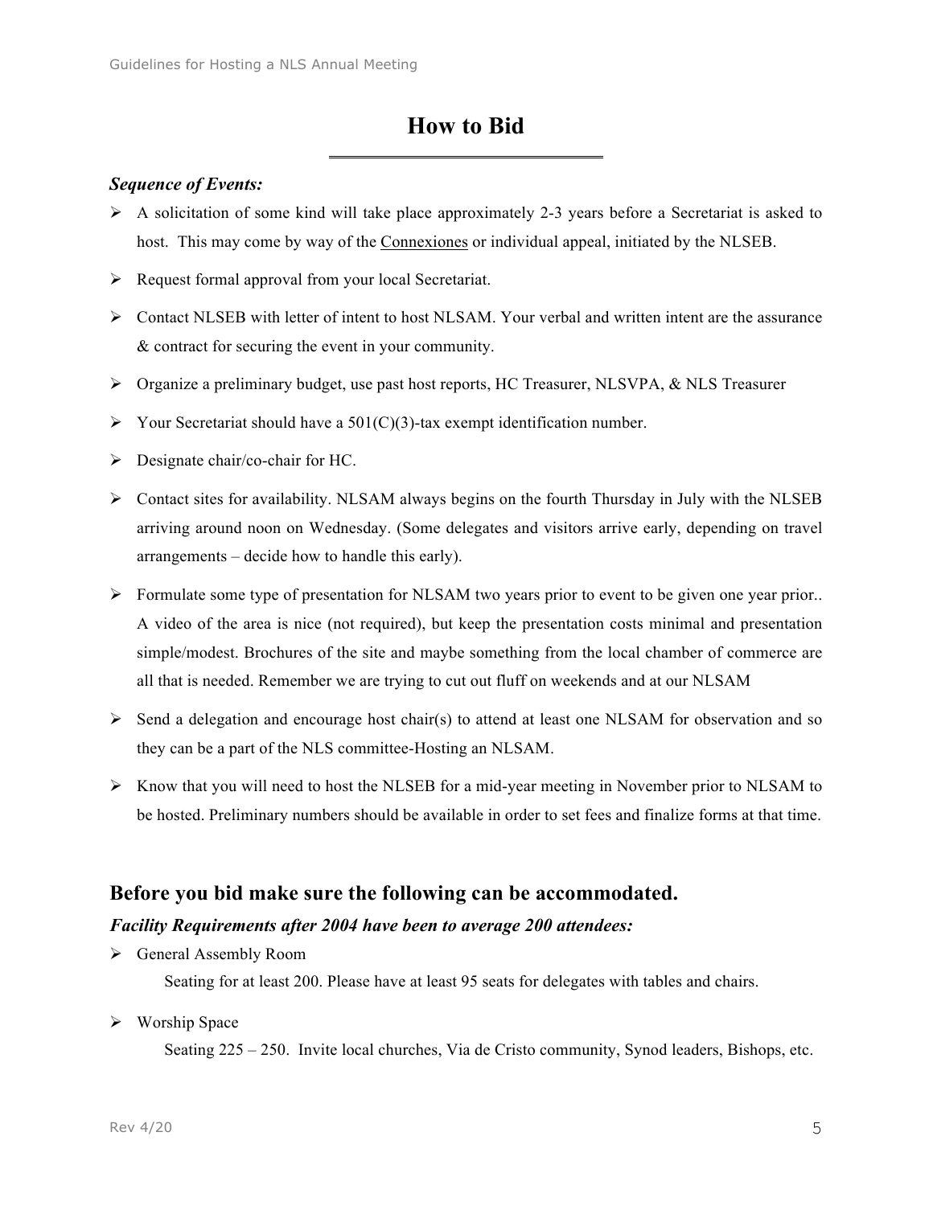# How to Bid

***Sequence of Events:***

- A solicitation of some kind will take place approximately 2-3 years before a Secretariat is asked to host. This may come by way of the Connexiones or individual appeal, initiated by the NLSEB.
- Request formal approval from your local Secretariat.
- Contact NLSEB with letter of intent to host NLSAM. Your verbal and written intent are the assurance & contract for securing the event in your community.
- Organize a preliminary budget, use past host reports, HC Treasurer, NLSVPA, & NLS Treasurer
- Your Secretariat should have a 501(C)(3)-tax exempt identification number.
- Designate chair/co-chair for HC.
- Contact sites for availability. NLSAM always begins on the fourth Thursday in July with the NLSEB arriving around noon on Wednesday. (Some delegates and visitors arrive early, depending on travel arrangements – decide how to handle this early).
- Formulate some type of presentation for NLSAM two years prior to event to be given one year prior.. A video of the area is nice (not required), but keep the presentation costs minimal and presentation simple/modest. Brochures of the site and maybe something from the local chamber of commerce are all that is needed. Remember we are trying to cut out fluff on weekends and at our NLSAM
- Send a delegation and encourage host chair(s) to attend at least one NLSAM for observation and so they can be a part of the NLS committee-Hosting an NLSAM.
- Know that you will need to host the NLSEB for a mid-year meeting in November prior to NLSAM to be hosted. Preliminary numbers should be available in order to set fees and finalize forms at that time.

## Before you bid make sure the following can be accommodated.

***Facility Requirements after 2004 have been to average 200 attendees:***

- General Assembly Room

  Seating for at least 200. Please have at least 95 seats for delegates with tables and chairs.

- Worship Space

  Seating 225 – 250. Invite local churches, Via de Cristo community, Synod leaders, Bishops, etc.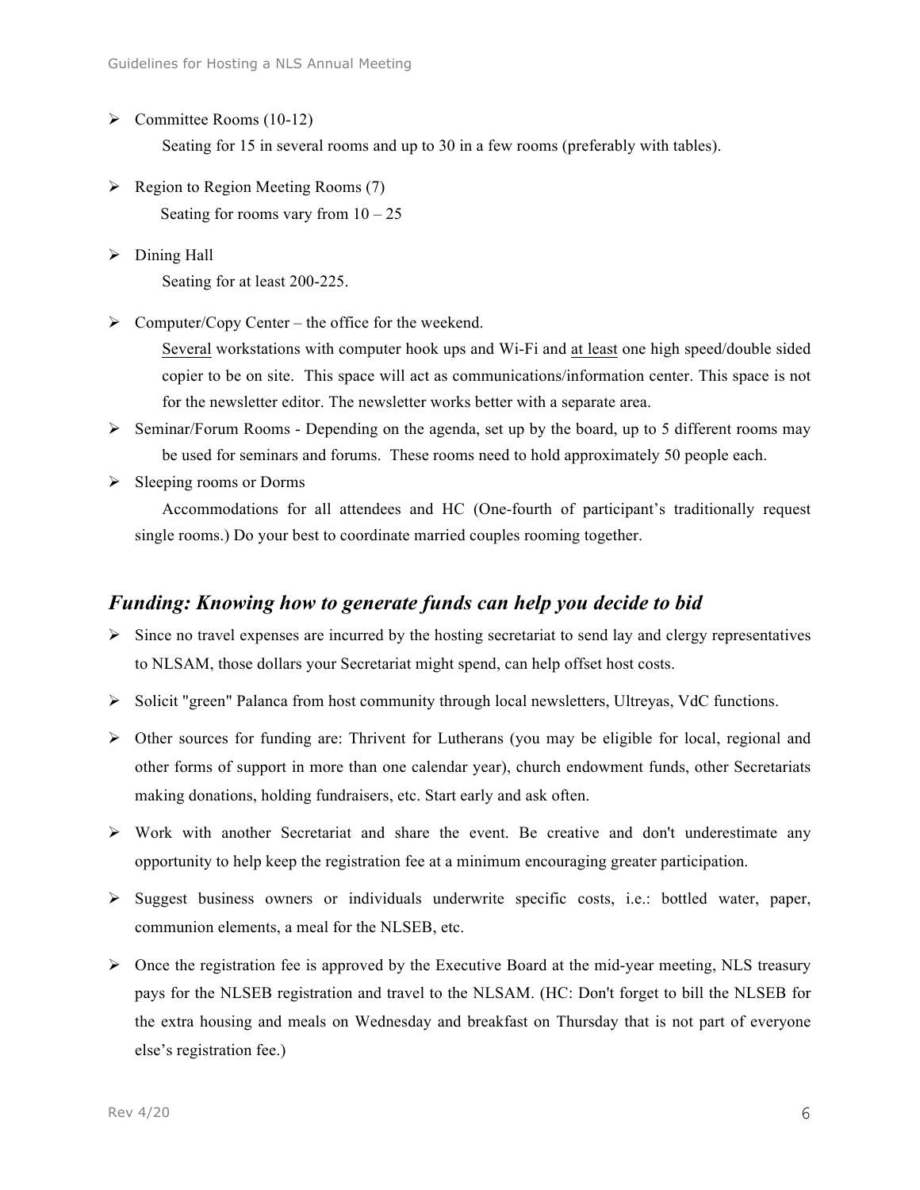- Committee Rooms (10-12)

  Seating for 15 in several rooms and up to 30 in a few rooms (preferably with tables).

- Region to Region Meeting Rooms (7)

  Seating for rooms vary from 10 – 25

- Dining Hall

  Seating for at least 200-225.

- Computer/Copy Center – the office for the weekend.

  Several workstations with computer hook ups and Wi-Fi and at least one high speed/double sided copier to be on site. This space will act as communications/information center. This space is not for the newsletter editor. The newsletter works better with a separate area.

- Seminar/Forum Rooms - Depending on the agenda, set up by the board, up to 5 different rooms may be used for seminars and forums. These rooms need to hold approximately 50 people each.

- Sleeping rooms or Dorms

  Accommodations for all attendees and HC (One-fourth of participant's traditionally request single rooms.) Do your best to coordinate married couples rooming together.

## *Funding: Knowing how to generate funds can help you decide to bid*

- Since no travel expenses are incurred by the hosting secretariat to send lay and clergy representatives to NLSAM, those dollars your Secretariat might spend, can help offset host costs.

- Solicit "green" Palanca from host community through local newsletters, Ultreyas, VdC functions.

- Other sources for funding are: Thrivent for Lutherans (you may be eligible for local, regional and other forms of support in more than one calendar year), church endowment funds, other Secretariats making donations, holding fundraisers, etc. Start early and ask often.

- Work with another Secretariat and share the event. Be creative and don't underestimate any opportunity to help keep the registration fee at a minimum encouraging greater participation.

- Suggest business owners or individuals underwrite specific costs, i.e.: bottled water, paper, communion elements, a meal for the NLSEB, etc.

- Once the registration fee is approved by the Executive Board at the mid-year meeting, NLS treasury pays for the NLSEB registration and travel to the NLSAM. (HC: Don't forget to bill the NLSEB for the extra housing and meals on Wednesday and breakfast on Thursday that is not part of everyone else's registration fee.)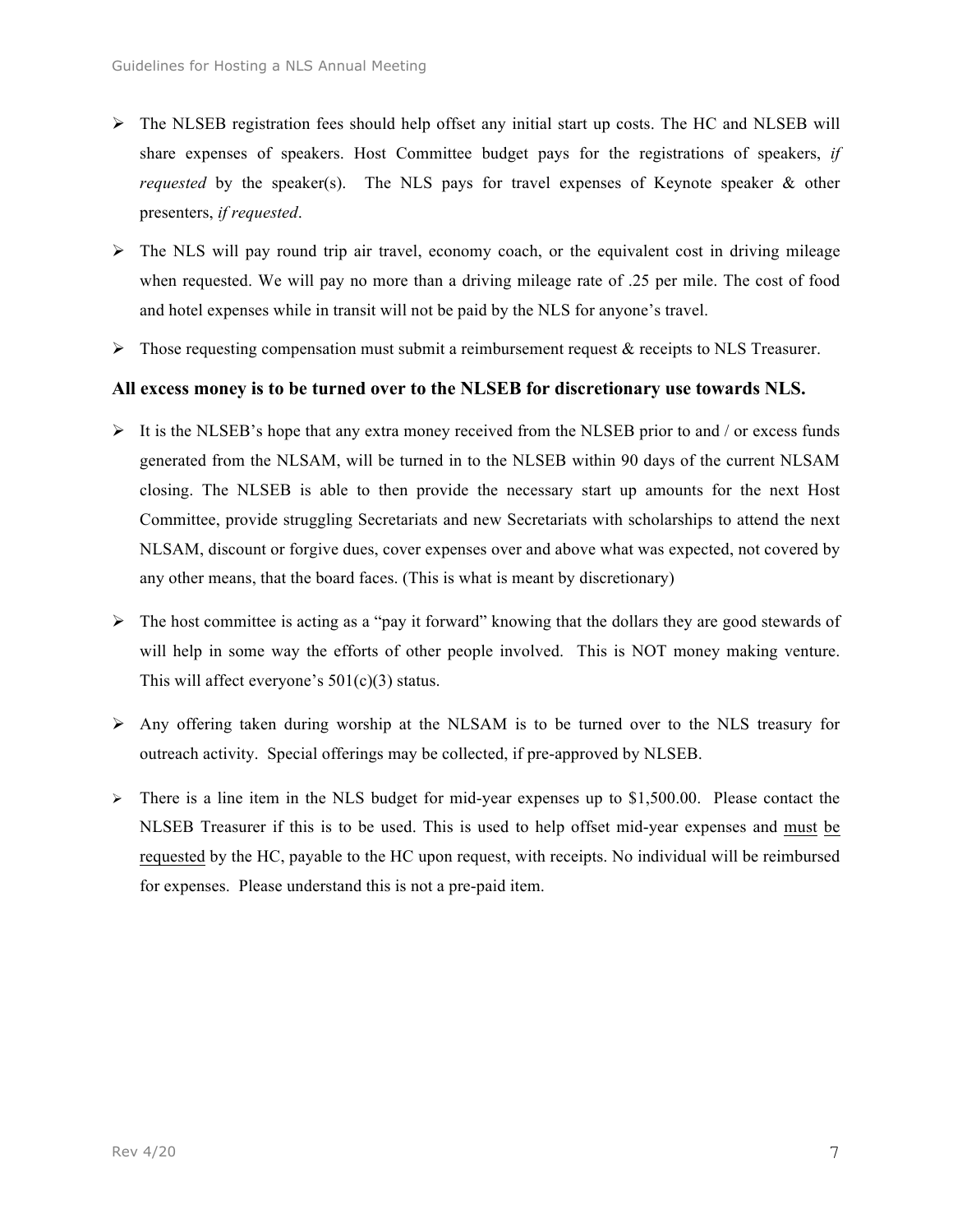- The NLSEB registration fees should help offset any initial start up costs. The HC and NLSEB will share expenses of speakers. Host Committee budget pays for the registrations of speakers, *if requested* by the speaker(s). The NLS pays for travel expenses of Keynote speaker & other presenters, *if requested*.
- The NLS will pay round trip air travel, economy coach, or the equivalent cost in driving mileage when requested. We will pay no more than a driving mileage rate of .25 per mile. The cost of food and hotel expenses while in transit will not be paid by the NLS for anyone's travel.
- Those requesting compensation must submit a reimbursement request & receipts to NLS Treasurer.

**All excess money is to be turned over to the NLSEB for discretionary use towards NLS.**

- It is the NLSEB's hope that any extra money received from the NLSEB prior to and / or excess funds generated from the NLSAM, will be turned in to the NLSEB within 90 days of the current NLSAM closing. The NLSEB is able to then provide the necessary start up amounts for the next Host Committee, provide struggling Secretariats and new Secretariats with scholarships to attend the next NLSAM, discount or forgive dues, cover expenses over and above what was expected, not covered by any other means, that the board faces. (This is what is meant by discretionary)
- The host committee is acting as a "pay it forward" knowing that the dollars they are good stewards of will help in some way the efforts of other people involved. This is NOT money making venture. This will affect everyone's 501(c)(3) status.
- Any offering taken during worship at the NLSAM is to be turned over to the NLS treasury for outreach activity. Special offerings may be collected, if pre-approved by NLSEB.
- There is a line item in the NLS budget for mid-year expenses up to $1,500.00. Please contact the NLSEB Treasurer if this is to be used. This is used to help offset mid-year expenses and must be requested by the HC, payable to the HC upon request, with receipts. No individual will be reimbursed for expenses. Please understand this is not a pre-paid item.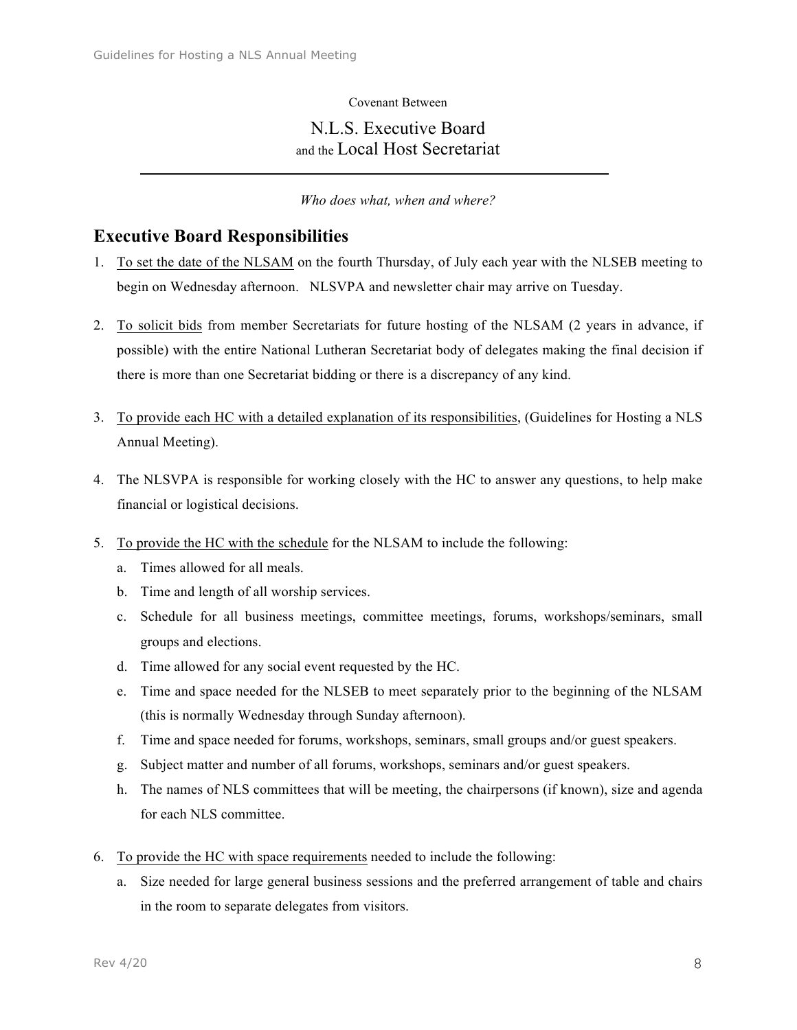Covenant Between

N.L.S. Executive Board
and the Local Host Secretariat

---

*Who does what, when and where?*

## Executive Board Responsibilities

1. To set the date of the NLSAM on the fourth Thursday, of July each year with the NLSEB meeting to begin on Wednesday afternoon. NLSVPA and newsletter chair may arrive on Tuesday.

2. To solicit bids from member Secretariats for future hosting of the NLSAM (2 years in advance, if possible) with the entire National Lutheran Secretariat body of delegates making the final decision if there is more than one Secretariat bidding or there is a discrepancy of any kind.

3. To provide each HC with a detailed explanation of its responsibilities, (Guidelines for Hosting a NLS Annual Meeting).

4. The NLSVPA is responsible for working closely with the HC to answer any questions, to help make financial or logistical decisions.

5. To provide the HC with the schedule for the NLSAM to include the following:
   a. Times allowed for all meals.
   b. Time and length of all worship services.
   c. Schedule for all business meetings, committee meetings, forums, workshops/seminars, small groups and elections.
   d. Time allowed for any social event requested by the HC.
   e. Time and space needed for the NLSEB to meet separately prior to the beginning of the NLSAM (this is normally Wednesday through Sunday afternoon).
   f. Time and space needed for forums, workshops, seminars, small groups and/or guest speakers.
   g. Subject matter and number of all forums, workshops, seminars and/or guest speakers.
   h. The names of NLS committees that will be meeting, the chairpersons (if known), size and agenda for each NLS committee.

6. To provide the HC with space requirements needed to include the following:
   a. Size needed for large general business sessions and the preferred arrangement of table and chairs in the room to separate delegates from visitors.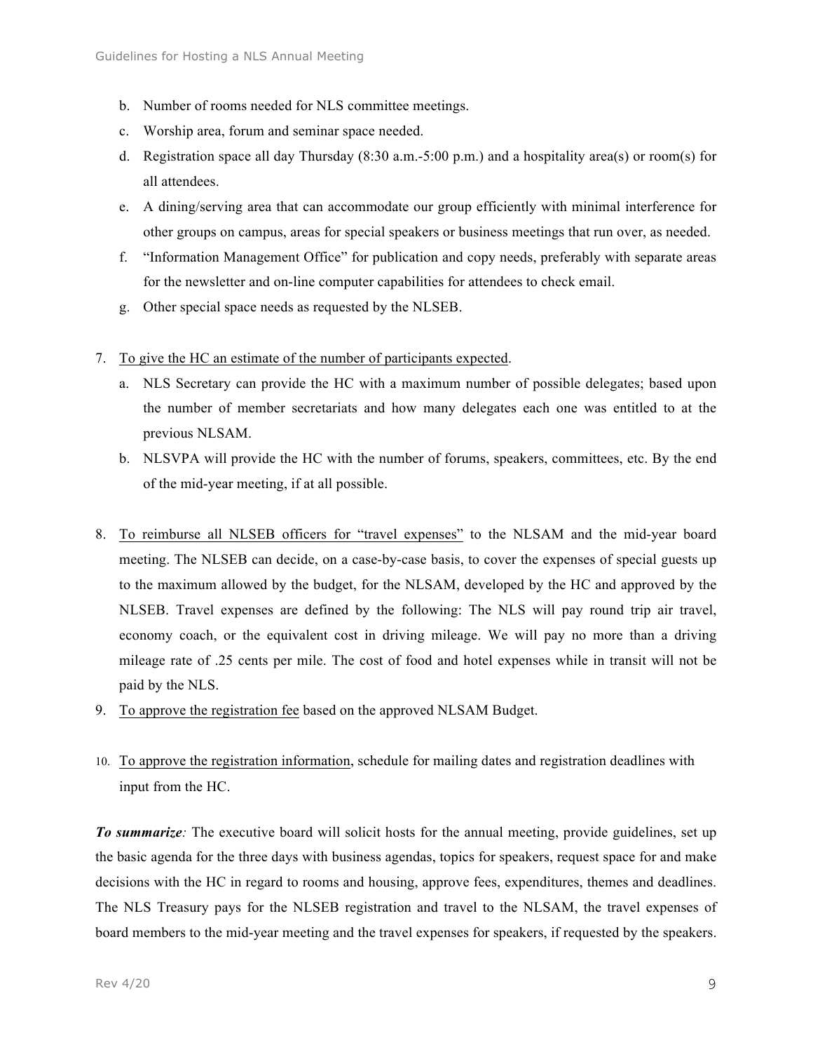b. Number of rooms needed for NLS committee meetings.
c. Worship area, forum and seminar space needed.
d. Registration space all day Thursday (8:30 a.m.-5:00 p.m.) and a hospitality area(s) or room(s) for all attendees.
e. A dining/serving area that can accommodate our group efficiently with minimal interference for other groups on campus, areas for special speakers or business meetings that run over, as needed.
f. "Information Management Office" for publication and copy needs, preferably with separate areas for the newsletter and on-line computer capabilities for attendees to check email.
g. Other special space needs as requested by the NLSEB.

7. <u>To give the HC an estimate of the number of participants expected</u>.
   a. NLS Secretary can provide the HC with a maximum number of possible delegates; based upon the number of member secretariats and how many delegates each one was entitled to at the previous NLSAM.
   b. NLSVPA will provide the HC with the number of forums, speakers, committees, etc. By the end of the mid-year meeting, if at all possible.

8. <u>To reimburse all NLSEB officers for "travel expenses"</u> to the NLSAM and the mid-year board meeting. The NLSEB can decide, on a case-by-case basis, to cover the expenses of special guests up to the maximum allowed by the budget, for the NLSAM, developed by the HC and approved by the NLSEB. Travel expenses are defined by the following: The NLS will pay round trip air travel, economy coach, or the equivalent cost in driving mileage. We will pay no more than a driving mileage rate of .25 cents per mile. The cost of food and hotel expenses while in transit will not be paid by the NLS.
9. <u>To approve the registration fee</u> based on the approved NLSAM Budget.

10. <u>To approve the registration information</u>, schedule for mailing dates and registration deadlines with input from the HC.

***To summarize****:* The executive board will solicit hosts for the annual meeting, provide guidelines, set up the basic agenda for the three days with business agendas, topics for speakers, request space for and make decisions with the HC in regard to rooms and housing, approve fees, expenditures, themes and deadlines. The NLS Treasury pays for the NLSEB registration and travel to the NLSAM, the travel expenses of board members to the mid-year meeting and the travel expenses for speakers, if requested by the speakers.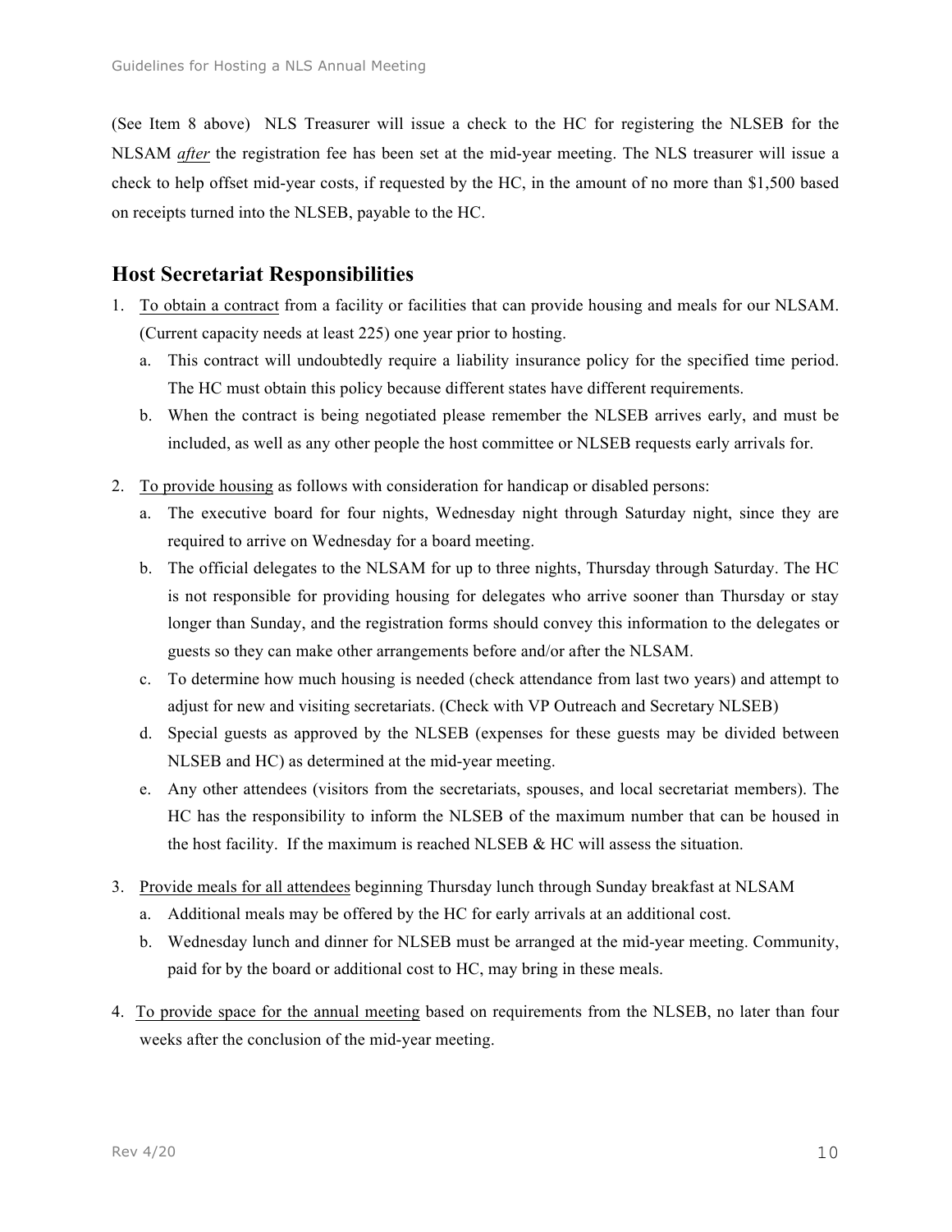(See Item 8 above) NLS Treasurer will issue a check to the HC for registering the NLSEB for the NLSAM *after* the registration fee has been set at the mid-year meeting. The NLS treasurer will issue a check to help offset mid-year costs, if requested by the HC, in the amount of no more than $1,500 based on receipts turned into the NLSEB, payable to the HC.

## Host Secretariat Responsibilities

1. To obtain a contract from a facility or facilities that can provide housing and meals for our NLSAM. (Current capacity needs at least 225) one year prior to hosting.
   a. This contract will undoubtedly require a liability insurance policy for the specified time period. The HC must obtain this policy because different states have different requirements.
   b. When the contract is being negotiated please remember the NLSEB arrives early, and must be included, as well as any other people the host committee or NLSEB requests early arrivals for.

2. To provide housing as follows with consideration for handicap or disabled persons:
   a. The executive board for four nights, Wednesday night through Saturday night, since they are required to arrive on Wednesday for a board meeting.
   b. The official delegates to the NLSAM for up to three nights, Thursday through Saturday. The HC is not responsible for providing housing for delegates who arrive sooner than Thursday or stay longer than Sunday, and the registration forms should convey this information to the delegates or guests so they can make other arrangements before and/or after the NLSAM.
   c. To determine how much housing is needed (check attendance from last two years) and attempt to adjust for new and visiting secretariats. (Check with VP Outreach and Secretary NLSEB)
   d. Special guests as approved by the NLSEB (expenses for these guests may be divided between NLSEB and HC) as determined at the mid-year meeting.
   e. Any other attendees (visitors from the secretariats, spouses, and local secretariat members). The HC has the responsibility to inform the NLSEB of the maximum number that can be housed in the host facility. If the maximum is reached NLSEB & HC will assess the situation.

3. Provide meals for all attendees beginning Thursday lunch through Sunday breakfast at NLSAM
   a. Additional meals may be offered by the HC for early arrivals at an additional cost.
   b. Wednesday lunch and dinner for NLSEB must be arranged at the mid-year meeting. Community, paid for by the board or additional cost to HC, may bring in these meals.

4. To provide space for the annual meeting based on requirements from the NLSEB, no later than four weeks after the conclusion of the mid-year meeting.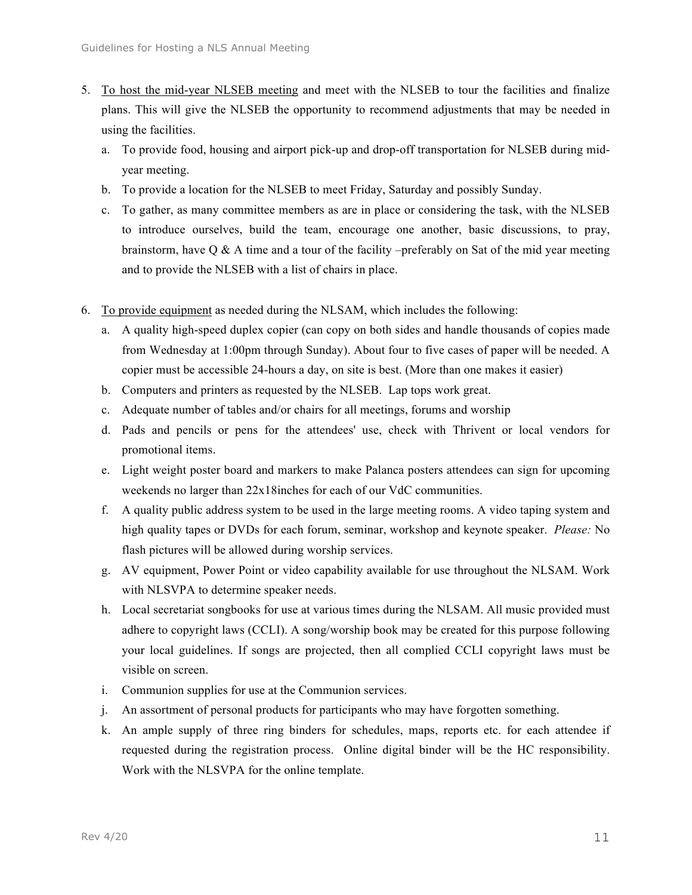5. <u>To host the mid-year NLSEB meeting</u> and meet with the NLSEB to tour the facilities and finalize plans. This will give the NLSEB the opportunity to recommend adjustments that may be needed in using the facilities.
   a. To provide food, housing and airport pick-up and drop-off transportation for NLSEB during mid-year meeting.
   b. To provide a location for the NLSEB to meet Friday, Saturday and possibly Sunday.
   c. To gather, as many committee members as are in place or considering the task, with the NLSEB to introduce ourselves, build the team, encourage one another, basic discussions, to pray, brainstorm, have Q & A time and a tour of the facility –preferably on Sat of the mid year meeting and to provide the NLSEB with a list of chairs in place.

6. <u>To provide equipment</u> as needed during the NLSAM, which includes the following:
   a. A quality high-speed duplex copier (can copy on both sides and handle thousands of copies made from Wednesday at 1:00pm through Sunday). About four to five cases of paper will be needed. A copier must be accessible 24-hours a day, on site is best. (More than one makes it easier)
   b. Computers and printers as requested by the NLSEB. Lap tops work great.
   c. Adequate number of tables and/or chairs for all meetings, forums and worship
   d. Pads and pencils or pens for the attendees' use, check with Thrivent or local vendors for promotional items.
   e. Light weight poster board and markers to make Palanca posters attendees can sign for upcoming weekends no larger than 22x18inches for each of our VdC communities.
   f. A quality public address system to be used in the large meeting rooms. A video taping system and high quality tapes or DVDs for each forum, seminar, workshop and keynote speaker. *Please:* No flash pictures will be allowed during worship services.
   g. AV equipment, Power Point or video capability available for use throughout the NLSAM. Work with NLSVPA to determine speaker needs.
   h. Local secretariat songbooks for use at various times during the NLSAM. All music provided must adhere to copyright laws (CCLI). A song/worship book may be created for this purpose following your local guidelines. If songs are projected, then all complied CCLI copyright laws must be visible on screen.
   i. Communion supplies for use at the Communion services.
   j. An assortment of personal products for participants who may have forgotten something.
   k. An ample supply of three ring binders for schedules, maps, reports etc. for each attendee if requested during the registration process. Online digital binder will be the HC responsibility. Work with the NLSVPA for the online template.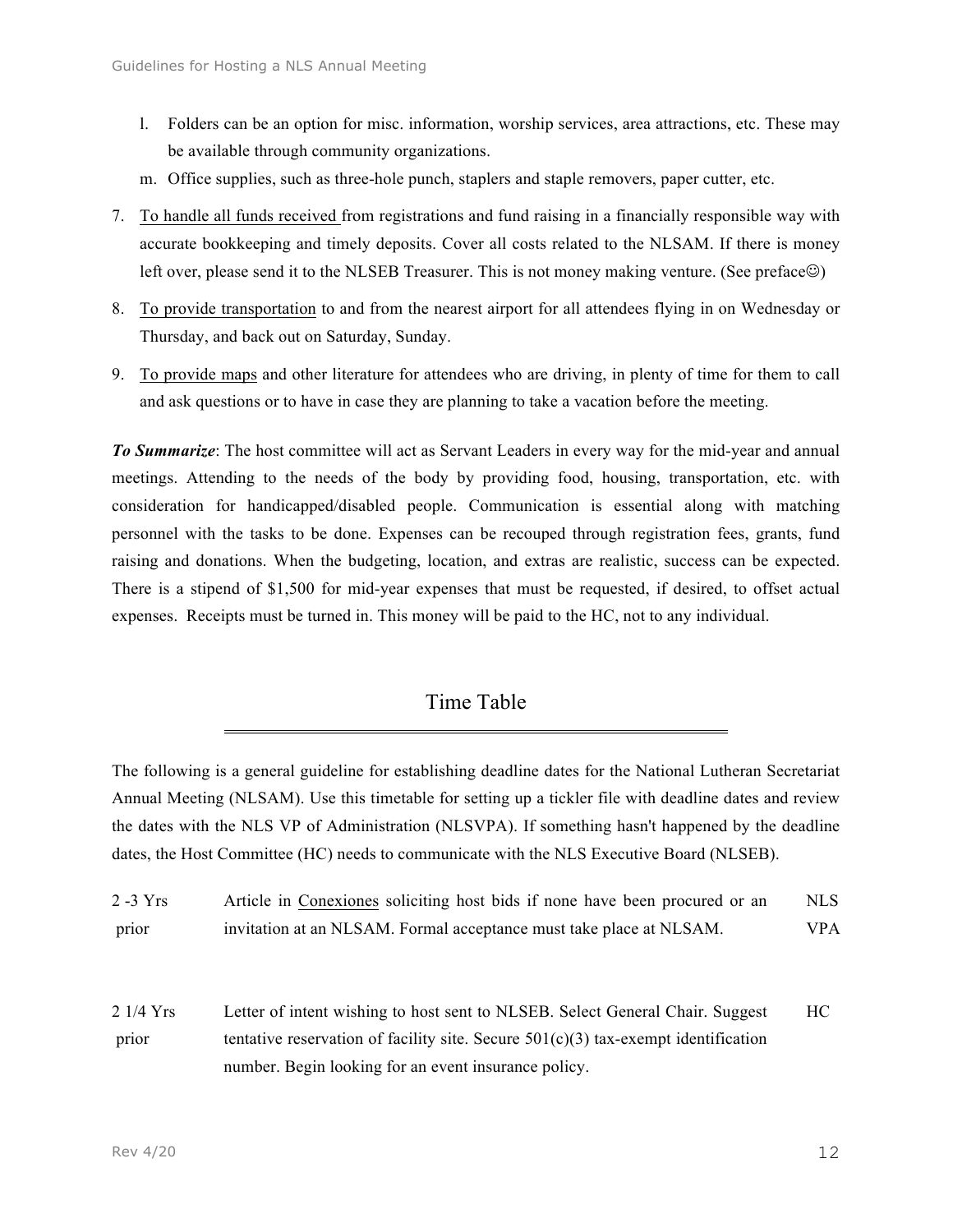l. Folders can be an option for misc. information, worship services, area attractions, etc. These may be available through community organizations.
m. Office supplies, such as three-hole punch, staplers and staple removers, paper cutter, etc.

7. To handle all funds received from registrations and fund raising in a financially responsible way with accurate bookkeeping and timely deposits. Cover all costs related to the NLSAM. If there is money left over, please send it to the NLSEB Treasurer. This is not money making venture. (See preface☺)
8. To provide transportation to and from the nearest airport for all attendees flying in on Wednesday or Thursday, and back out on Saturday, Sunday.
9. To provide maps and other literature for attendees who are driving, in plenty of time for them to call and ask questions or to have in case they are planning to take a vacation before the meeting.

***To Summarize***: The host committee will act as Servant Leaders in every way for the mid-year and annual meetings. Attending to the needs of the body by providing food, housing, transportation, etc. with consideration for handicapped/disabled people. Communication is essential along with matching personnel with the tasks to be done. Expenses can be recouped through registration fees, grants, fund raising and donations. When the budgeting, location, and extras are realistic, success can be expected. There is a stipend of $1,500 for mid-year expenses that must be requested, if desired, to offset actual expenses. Receipts must be turned in. This money will be paid to the HC, not to any individual.

## Time Table

The following is a general guideline for establishing deadline dates for the National Lutheran Secretariat Annual Meeting (NLSAM). Use this timetable for setting up a tickler file with deadline dates and review the dates with the NLS VP of Administration (NLSVPA). If something hasn't happened by the deadline dates, the Host Committee (HC) needs to communicate with the NLS Executive Board (NLSEB).

| | | |
|---|---|---|
| 2 -3 Yrs prior | Article in Conexiones soliciting host bids if none have been procured or an invitation at an NLSAM. Formal acceptance must take place at NLSAM. | NLS VPA |
| 2 1/4 Yrs prior | Letter of intent wishing to host sent to NLSEB. Select General Chair. Suggest tentative reservation of facility site. Secure 501(c)(3) tax-exempt identification number. Begin looking for an event insurance policy. | HC |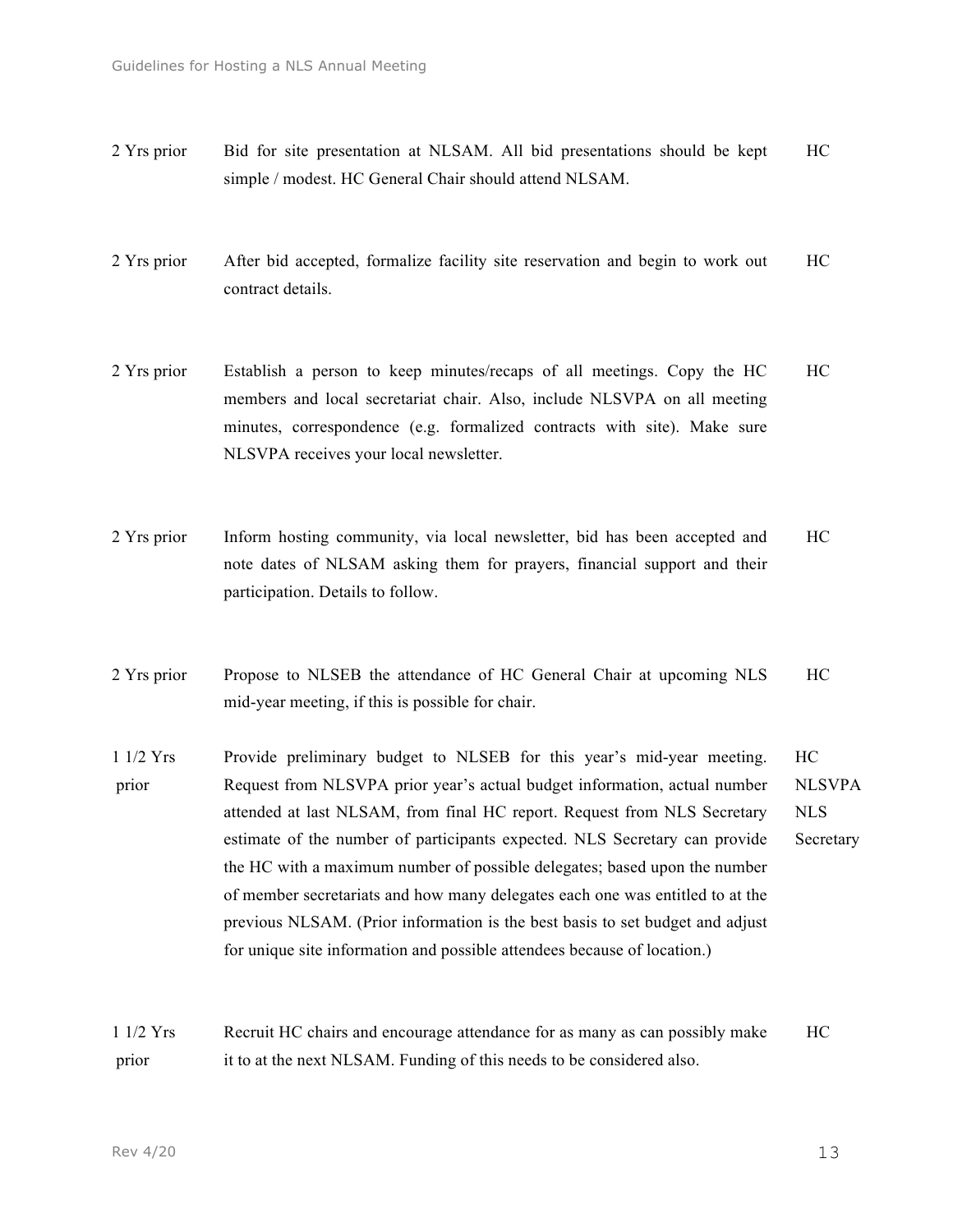| | | |
|---|---|---|
| 2 Yrs prior | Bid for site presentation at NLSAM. All bid presentations should be kept simple / modest. HC General Chair should attend NLSAM. | HC |
| 2 Yrs prior | After bid accepted, formalize facility site reservation and begin to work out contract details. | HC |
| 2 Yrs prior | Establish a person to keep minutes/recaps of all meetings. Copy the HC members and local secretariat chair. Also, include NLSVPA on all meeting minutes, correspondence (e.g. formalized contracts with site). Make sure NLSVPA receives your local newsletter. | HC |
| 2 Yrs prior | Inform hosting community, via local newsletter, bid has been accepted and note dates of NLSAM asking them for prayers, financial support and their participation. Details to follow. | HC |
| 2 Yrs prior | Propose to NLSEB the attendance of HC General Chair at upcoming NLS mid-year meeting, if this is possible for chair. | HC |
| 1 1/2 Yrs prior | Provide preliminary budget to NLSEB for this year's mid-year meeting. Request from NLSVPA prior year's actual budget information, actual number attended at last NLSAM, from final HC report. Request from NLS Secretary estimate of the number of participants expected. NLS Secretary can provide the HC with a maximum number of possible delegates; based upon the number of member secretariats and how many delegates each one was entitled to at the previous NLSAM. (Prior information is the best basis to set budget and adjust for unique site information and possible attendees because of location.) | HC NLSVPA NLS Secretary |
| 1 1/2 Yrs prior | Recruit HC chairs and encourage attendance for as many as can possibly make it to at the next NLSAM. Funding of this needs to be considered also. | HC |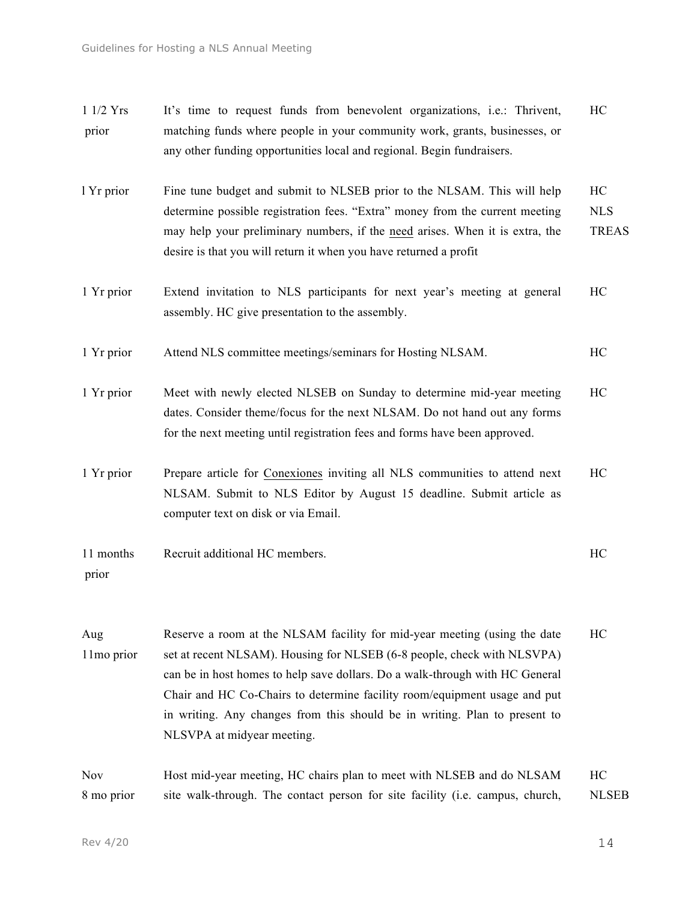| | | |
|---|---|---|
| 1 1/2 Yrs prior | It's time to request funds from benevolent organizations, i.e.: Thrivent, matching funds where people in your community work, grants, businesses, or any other funding opportunities local and regional. Begin fundraisers. | HC |
| l Yr prior | Fine tune budget and submit to NLSEB prior to the NLSAM. This will help determine possible registration fees. "Extra" money from the current meeting may help your preliminary numbers, if the <u>need</u> arises. When it is extra, the desire is that you will return it when you have returned a profit | HC NLS TREAS |
| 1 Yr prior | Extend invitation to NLS participants for next year's meeting at general assembly. HC give presentation to the assembly. | HC |
| 1 Yr prior | Attend NLS committee meetings/seminars for Hosting NLSAM. | HC |
| 1 Yr prior | Meet with newly elected NLSEB on Sunday to determine mid-year meeting dates. Consider theme/focus for the next NLSAM. Do not hand out any forms for the next meeting until registration fees and forms have been approved. | HC |
| 1 Yr prior | Prepare article for <u>Conexiones</u> inviting all NLS communities to attend next NLSAM. Submit to NLS Editor by August 15 deadline. Submit article as computer text on disk or via Email. | HC |
| 11 months prior | Recruit additional HC members. | HC |
| Aug 11mo prior | Reserve a room at the NLSAM facility for mid-year meeting (using the date set at recent NLSAM). Housing for NLSEB (6-8 people, check with NLSVPA) can be in host homes to help save dollars. Do a walk-through with HC General Chair and HC Co-Chairs to determine facility room/equipment usage and put in writing. Any changes from this should be in writing. Plan to present to NLSVPA at midyear meeting. | HC |
| Nov 8 mo prior | Host mid-year meeting, HC chairs plan to meet with NLSEB and do NLSAM site walk-through. The contact person for site facility (i.e. campus, church, | HC NLSEB |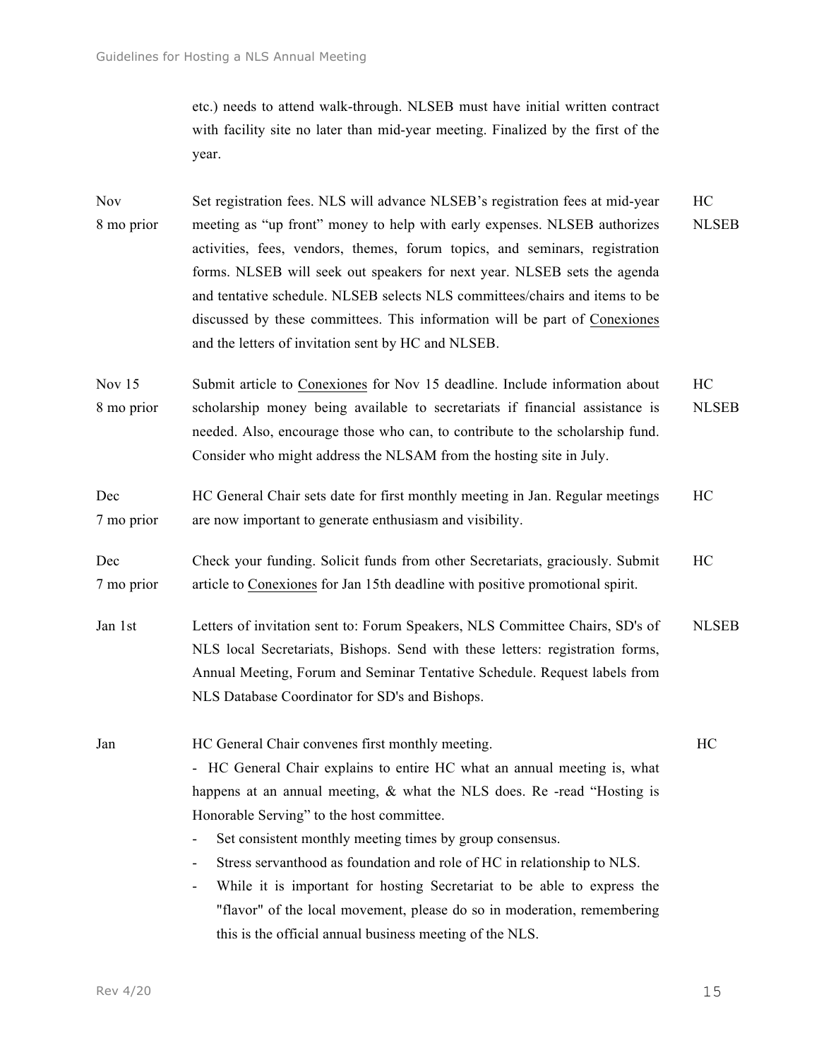| | | |
|---|---|---|
| | etc.) needs to attend walk-through. NLSEB must have initial written contract with facility site no later than mid-year meeting. Finalized by the first of the year. | |
| Nov<br>8 mo prior | Set registration fees. NLS will advance NLSEB's registration fees at mid-year meeting as "up front" money to help with early expenses. NLSEB authorizes activities, fees, vendors, themes, forum topics, and seminars, registration forms. NLSEB will seek out speakers for next year. NLSEB sets the agenda and tentative schedule. NLSEB selects NLS committees/chairs and items to be discussed by these committees. This information will be part of <u>Conexiones</u> and the letters of invitation sent by HC and NLSEB. | HC<br>NLSEB |
| Nov 15<br>8 mo prior | Submit article to <u>Conexiones</u> for Nov 15 deadline. Include information about scholarship money being available to secretariats if financial assistance is needed. Also, encourage those who can, to contribute to the scholarship fund. Consider who might address the NLSAM from the hosting site in July. | HC<br>NLSEB |
| Dec<br>7 mo prior | HC General Chair sets date for first monthly meeting in Jan. Regular meetings are now important to generate enthusiasm and visibility. | HC |
| Dec<br>7 mo prior | Check your funding. Solicit funds from other Secretariats, graciously. Submit article to <u>Conexiones</u> for Jan 15th deadline with positive promotional spirit. | HC |
| Jan 1st | Letters of invitation sent to: Forum Speakers, NLS Committee Chairs, SD's of NLS local Secretariats, Bishops. Send with these letters: registration forms, Annual Meeting, Forum and Seminar Tentative Schedule. Request labels from NLS Database Coordinator for SD's and Bishops. | NLSEB |
| Jan | HC General Chair convenes first monthly meeting.<br>- HC General Chair explains to entire HC what an annual meeting is, what happens at an annual meeting, & what the NLS does. Re -read "Hosting is Honorable Serving" to the host committee.<br>- Set consistent monthly meeting times by group consensus.<br>- Stress servanthood as foundation and role of HC in relationship to NLS.<br>- While it is important for hosting Secretariat to be able to express the "flavor" of the local movement, please do so in moderation, remembering this is the official annual business meeting of the NLS. | HC |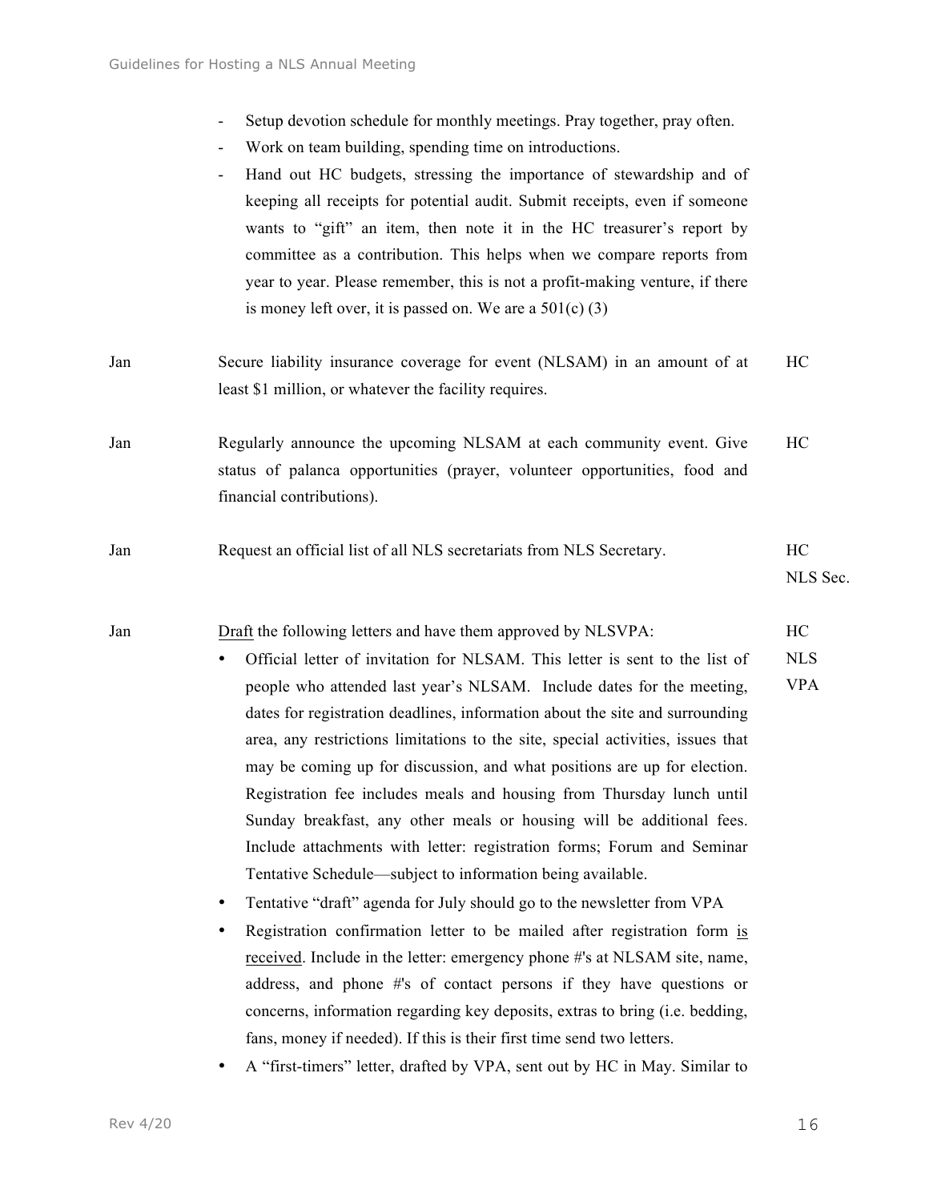- Setup devotion schedule for monthly meetings. Pray together, pray often.
- Work on team building, spending time on introductions.
- Hand out HC budgets, stressing the importance of stewardship and of keeping all receipts for potential audit. Submit receipts, even if someone wants to "gift" an item, then note it in the HC treasurer's report by committee as a contribution. This helps when we compare reports from year to year. Please remember, this is not a profit-making venture, if there is money left over, it is passed on. We are a 501(c) (3)

| | | |
|---|---|---|
| Jan | Secure liability insurance coverage for event (NLSAM) in an amount of at least $1 million, or whatever the facility requires. | HC |
| Jan | Regularly announce the upcoming NLSAM at each community event. Give status of palanca opportunities (prayer, volunteer opportunities, food and financial contributions). | HC |
| Jan | Request an official list of all NLS secretariats from NLS Secretary. | HC<br>NLS Sec. |
| Jan | Draft the following letters and have them approved by NLSVPA:<br>• Official letter of invitation for NLSAM. This letter is sent to the list of people who attended last year's NLSAM. Include dates for the meeting, dates for registration deadlines, information about the site and surrounding area, any restrictions limitations to the site, special activities, issues that may be coming up for discussion, and what positions are up for election. Registration fee includes meals and housing from Thursday lunch until Sunday breakfast, any other meals or housing will be additional fees. Include attachments with letter: registration forms; Forum and Seminar Tentative Schedule—subject to information being available.<br>• Tentative "draft" agenda for July should go to the newsletter from VPA<br>• Registration confirmation letter to be mailed after registration form is received. Include in the letter: emergency phone #'s at NLSAM site, name, address, and phone #'s of contact persons if they have questions or concerns, information regarding key deposits, extras to bring (i.e. bedding, fans, money if needed). If this is their first time send two letters.<br>• A "first-timers" letter, drafted by VPA, sent out by HC in May. Similar to | HC<br>NLS<br>VPA |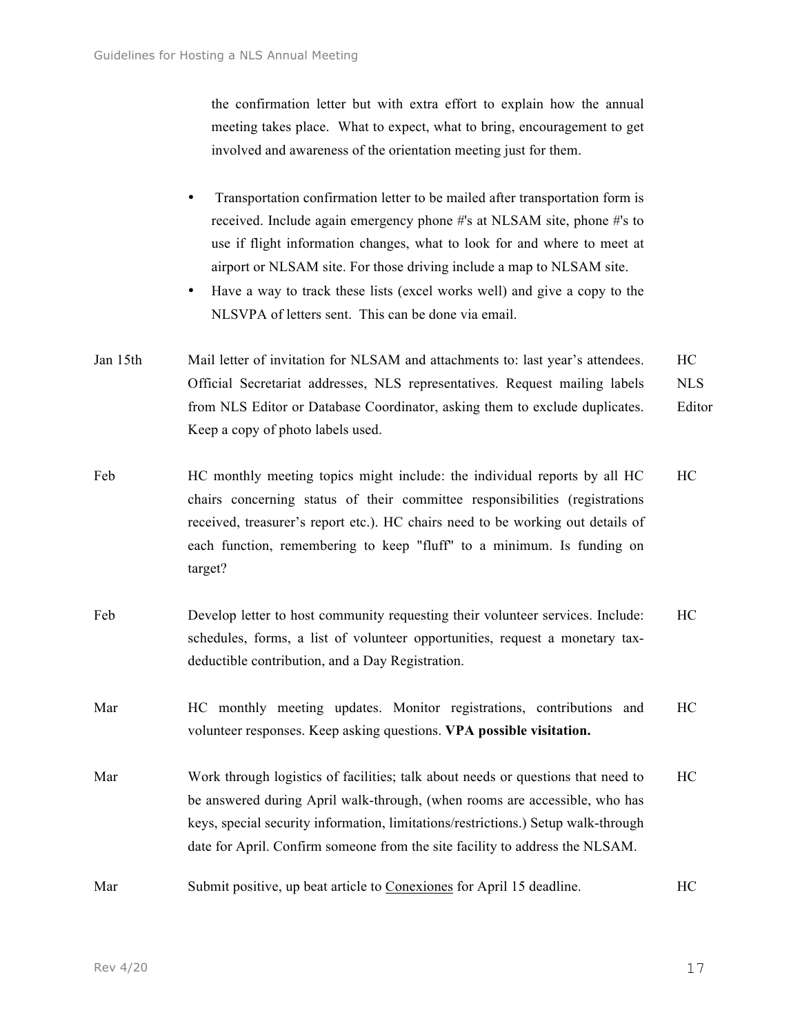the confirmation letter but with extra effort to explain how the annual meeting takes place. What to expect, what to bring, encouragement to get involved and awareness of the orientation meeting just for them.

- Transportation confirmation letter to be mailed after transportation form is received. Include again emergency phone #'s at NLSAM site, phone #'s to use if flight information changes, what to look for and where to meet at airport or NLSAM site. For those driving include a map to NLSAM site.
- Have a way to track these lists (excel works well) and give a copy to the NLSVPA of letters sent. This can be done via email.

| | | |
|---|---|---|
| Jan 15th | Mail letter of invitation for NLSAM and attachments to: last year's attendees. Official Secretariat addresses, NLS representatives. Request mailing labels from NLS Editor or Database Coordinator, asking them to exclude duplicates. Keep a copy of photo labels used. | HC NLS Editor |
| Feb | HC monthly meeting topics might include: the individual reports by all HC chairs concerning status of their committee responsibilities (registrations received, treasurer's report etc.). HC chairs need to be working out details of each function, remembering to keep "fluff" to a minimum. Is funding on target? | HC |
| Feb | Develop letter to host community requesting their volunteer services. Include: schedules, forms, a list of volunteer opportunities, request a monetary tax-deductible contribution, and a Day Registration. | HC |
| Mar | HC monthly meeting updates. Monitor registrations, contributions and volunteer responses. Keep asking questions. **VPA possible visitation.** | HC |
| Mar | Work through logistics of facilities; talk about needs or questions that need to be answered during April walk-through, (when rooms are accessible, who has keys, special security information, limitations/restrictions.) Setup walk-through date for April. Confirm someone from the site facility to address the NLSAM. | HC |
| Mar | Submit positive, up beat article to Conexiones for April 15 deadline. | HC |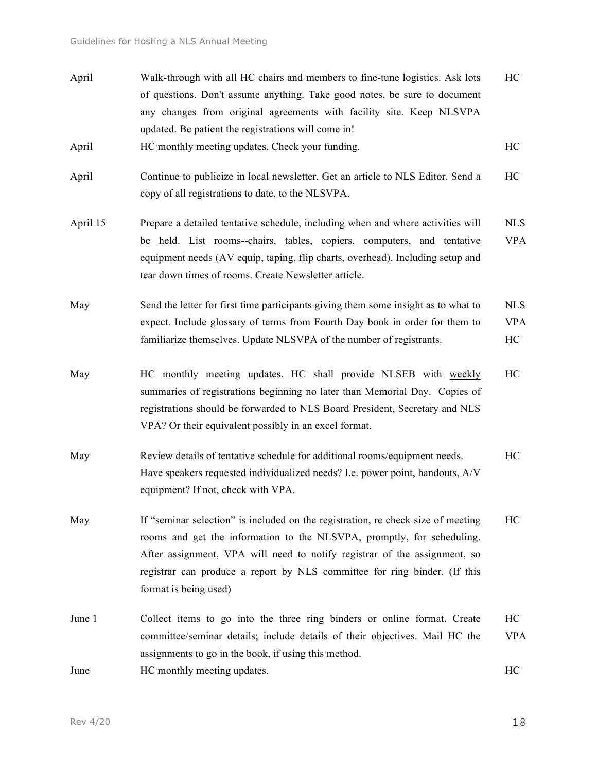| | | |
|---|---|---|
| April | Walk-through with all HC chairs and members to fine-tune logistics. Ask lots of questions. Don't assume anything. Take good notes, be sure to document any changes from original agreements with facility site. Keep NLSVPA updated. Be patient the registrations will come in! | HC |
| April | HC monthly meeting updates. Check your funding. | HC |
| April | Continue to publicize in local newsletter. Get an article to NLS Editor. Send a copy of all registrations to date, to the NLSVPA. | HC |
| April 15 | Prepare a detailed <u>tentative</u> schedule, including when and where activities will be held. List rooms--chairs, tables, copiers, computers, and tentative equipment needs (AV equip, taping, flip charts, overhead). Including setup and tear down times of rooms. Create Newsletter article. | NLS VPA |
| May | Send the letter for first time participants giving them some insight as to what to expect. Include glossary of terms from Fourth Day book in order for them to familiarize themselves. Update NLSVPA of the number of registrants. | NLS VPA HC |
| May | HC monthly meeting updates. HC shall provide NLSEB with <u>weekly</u> summaries of registrations beginning no later than Memorial Day. Copies of registrations should be forwarded to NLS Board President, Secretary and NLS VPA? Or their equivalent possibly in an excel format. | HC |
| May | Review details of tentative schedule for additional rooms/equipment needs. Have speakers requested individualized needs? I.e. power point, handouts, A/V equipment? If not, check with VPA. | HC |
| May | If "seminar selection" is included on the registration, re check size of meeting rooms and get the information to the NLSVPA, promptly, for scheduling. After assignment, VPA will need to notify registrar of the assignment, so registrar can produce a report by NLS committee for ring binder. (If this format is being used) | HC |
| June 1 | Collect items to go into the three ring binders or online format. Create committee/seminar details; include details of their objectives. Mail HC the assignments to go in the book, if using this method. | HC VPA |
| June | HC monthly meeting updates. | HC |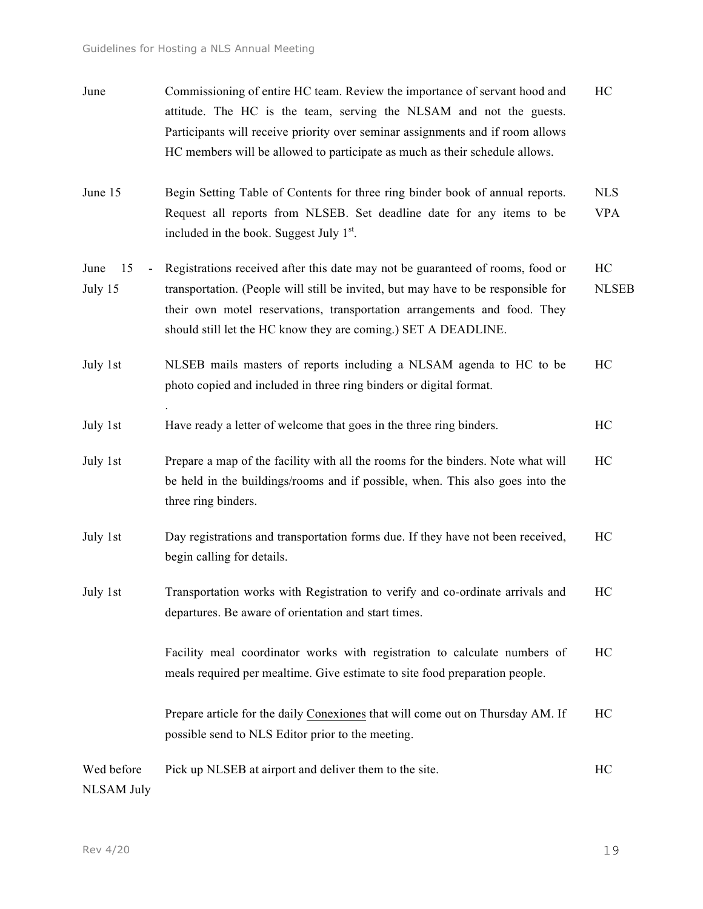| | | |
|---|---|---|
| June | Commissioning of entire HC team. Review the importance of servant hood and attitude. The HC is the team, serving the NLSAM and not the guests. Participants will receive priority over seminar assignments and if room allows HC members will be allowed to participate as much as their schedule allows. | HC |
| June 15 | Begin Setting Table of Contents for three ring binder book of annual reports. Request all reports from NLSEB. Set deadline date for any items to be included in the book. Suggest July 1st. | NLS VPA |
| June 15 - July 15 | Registrations received after this date may not be guaranteed of rooms, food or transportation. (People will still be invited, but may have to be responsible for their own motel reservations, transportation arrangements and food. They should still let the HC know they are coming.) SET A DEADLINE. | HC NLSEB |
| July 1st | NLSEB mails masters of reports including a NLSAM agenda to HC to be photo copied and included in three ring binders or digital format. . | HC |
| July 1st | Have ready a letter of welcome that goes in the three ring binders. | HC |
| July 1st | Prepare a map of the facility with all the rooms for the binders. Note what will be held in the buildings/rooms and if possible, when. This also goes into the three ring binders. | HC |
| July 1st | Day registrations and transportation forms due. If they have not been received, begin calling for details. | HC |
| July 1st | Transportation works with Registration to verify and co-ordinate arrivals and departures. Be aware of orientation and start times. | HC |
| | Facility meal coordinator works with registration to calculate numbers of meals required per mealtime. Give estimate to site food preparation people. | HC |
| | Prepare article for the daily Conexiones that will come out on Thursday AM. If possible send to NLS Editor prior to the meeting. | HC |
| Wed before NLSAM July | Pick up NLSEB at airport and deliver them to the site. | HC |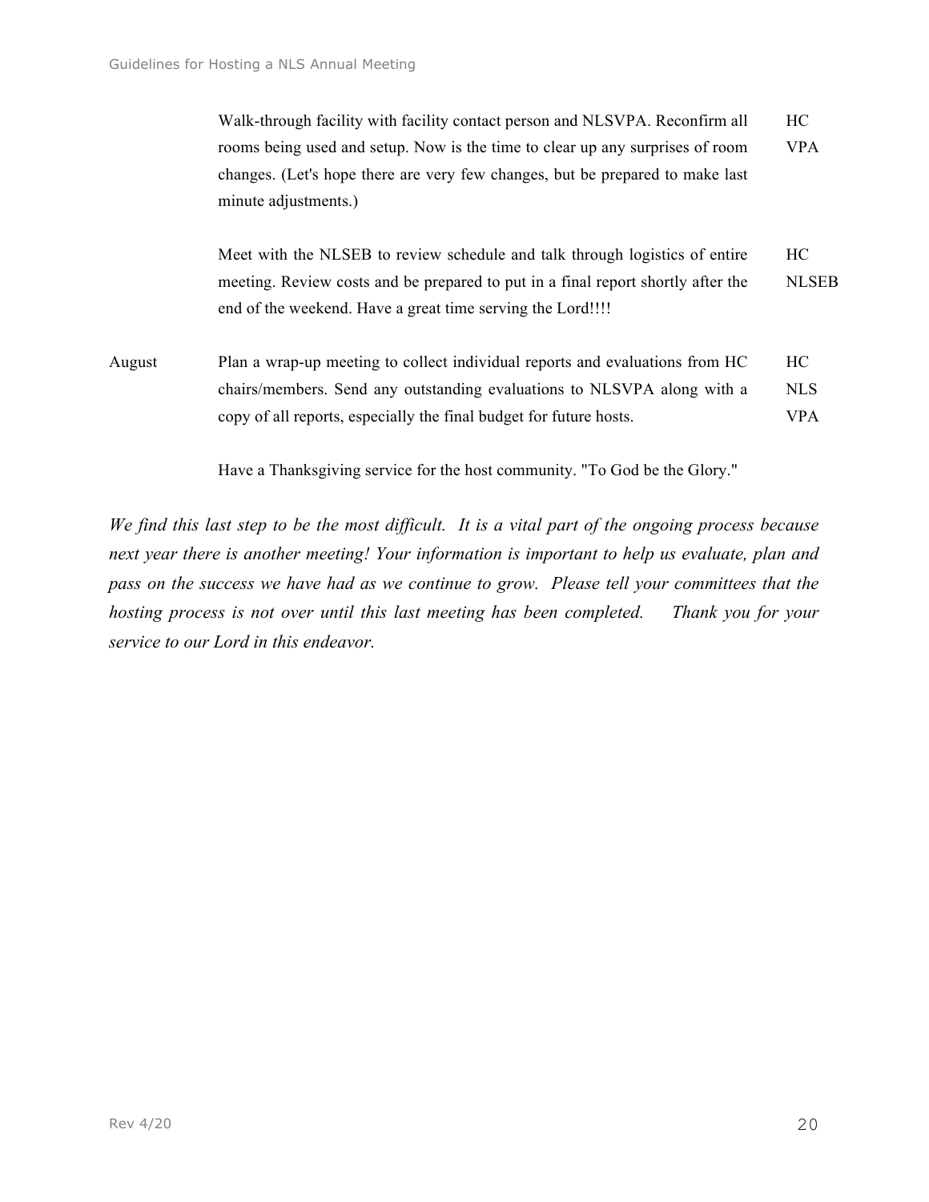| | | |
|---|---|---|
| | Walk-through facility with facility contact person and NLSVPA. Reconfirm all rooms being used and setup. Now is the time to clear up any surprises of room changes. (Let's hope there are very few changes, but be prepared to make last minute adjustments.) | HC<br>VPA |
| | Meet with the NLSEB to review schedule and talk through logistics of entire meeting. Review costs and be prepared to put in a final report shortly after the end of the weekend. Have a great time serving the Lord!!!! | HC<br>NLSEB |
| August | Plan a wrap-up meeting to collect individual reports and evaluations from HC chairs/members. Send any outstanding evaluations to NLSVPA along with a copy of all reports, especially the final budget for future hosts. | HC<br>NLS<br>VPA |
| | Have a Thanksgiving service for the host community. "To God be the Glory." | |

*We find this last step to be the most difficult. It is a vital part of the ongoing process because next year there is another meeting! Your information is important to help us evaluate, plan and pass on the success we have had as we continue to grow. Please tell your committees that the hosting process is not over until this last meeting has been completed. Thank you for your service to our Lord in this endeavor.*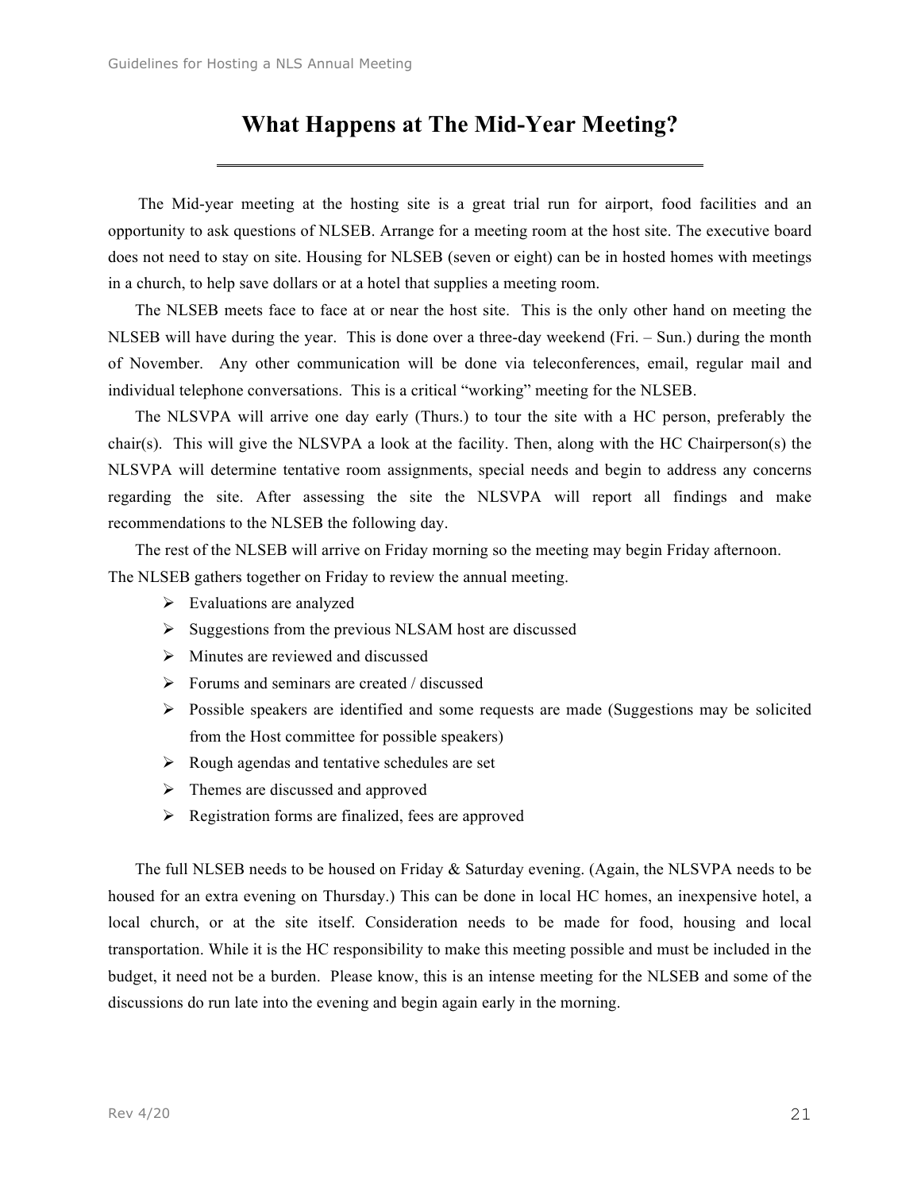# What Happens at The Mid-Year Meeting?

The Mid-year meeting at the hosting site is a great trial run for airport, food facilities and an opportunity to ask questions of NLSEB. Arrange for a meeting room at the host site. The executive board does not need to stay on site. Housing for NLSEB (seven or eight) can be in hosted homes with meetings in a church, to help save dollars or at a hotel that supplies a meeting room.

The NLSEB meets face to face at or near the host site. This is the only other hand on meeting the NLSEB will have during the year. This is done over a three-day weekend (Fri. – Sun.) during the month of November. Any other communication will be done via teleconferences, email, regular mail and individual telephone conversations. This is a critical "working" meeting for the NLSEB.

The NLSVPA will arrive one day early (Thurs.) to tour the site with a HC person, preferably the chair(s). This will give the NLSVPA a look at the facility. Then, along with the HC Chairperson(s) the NLSVPA will determine tentative room assignments, special needs and begin to address any concerns regarding the site. After assessing the site the NLSVPA will report all findings and make recommendations to the NLSEB the following day.

The rest of the NLSEB will arrive on Friday morning so the meeting may begin Friday afternoon.
The NLSEB gathers together on Friday to review the annual meeting.

- Evaluations are analyzed
- Suggestions from the previous NLSAM host are discussed
- Minutes are reviewed and discussed
- Forums and seminars are created / discussed
- Possible speakers are identified and some requests are made (Suggestions may be solicited from the Host committee for possible speakers)
- Rough agendas and tentative schedules are set
- Themes are discussed and approved
- Registration forms are finalized, fees are approved

The full NLSEB needs to be housed on Friday & Saturday evening. (Again, the NLSVPA needs to be housed for an extra evening on Thursday.) This can be done in local HC homes, an inexpensive hotel, a local church, or at the site itself. Consideration needs to be made for food, housing and local transportation. While it is the HC responsibility to make this meeting possible and must be included in the budget, it need not be a burden. Please know, this is an intense meeting for the NLSEB and some of the discussions do run late into the evening and begin again early in the morning.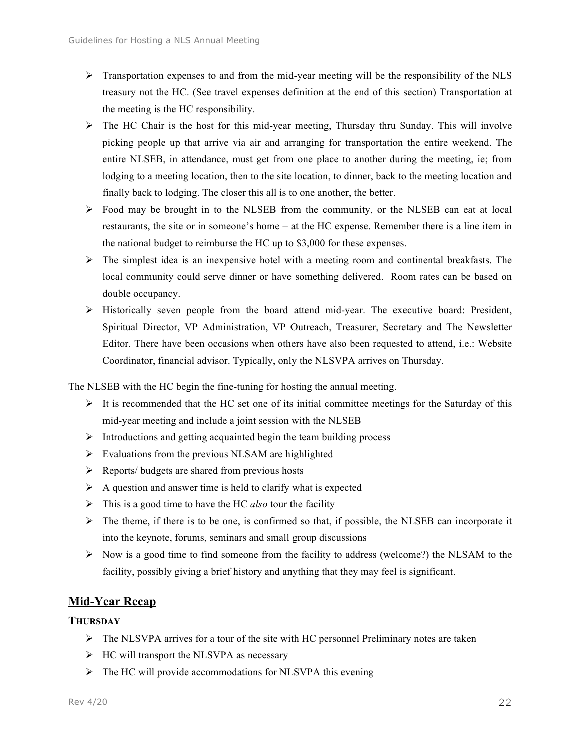- Transportation expenses to and from the mid-year meeting will be the responsibility of the NLS treasury not the HC. (See travel expenses definition at the end of this section) Transportation at the meeting is the HC responsibility.
- The HC Chair is the host for this mid-year meeting, Thursday thru Sunday. This will involve picking people up that arrive via air and arranging for transportation the entire weekend. The entire NLSEB, in attendance, must get from one place to another during the meeting, ie; from lodging to a meeting location, then to the site location, to dinner, back to the meeting location and finally back to lodging. The closer this all is to one another, the better.
- Food may be brought in to the NLSEB from the community, or the NLSEB can eat at local restaurants, the site or in someone's home – at the HC expense. Remember there is a line item in the national budget to reimburse the HC up to $3,000 for these expenses.
- The simplest idea is an inexpensive hotel with a meeting room and continental breakfasts. The local community could serve dinner or have something delivered. Room rates can be based on double occupancy.
- Historically seven people from the board attend mid-year. The executive board: President, Spiritual Director, VP Administration, VP Outreach, Treasurer, Secretary and The Newsletter Editor. There have been occasions when others have also been requested to attend, i.e.: Website Coordinator, financial advisor. Typically, only the NLSVPA arrives on Thursday.

The NLSEB with the HC begin the fine-tuning for hosting the annual meeting.

- It is recommended that the HC set one of its initial committee meetings for the Saturday of this mid-year meeting and include a joint session with the NLSEB
- Introductions and getting acquainted begin the team building process
- Evaluations from the previous NLSAM are highlighted
- Reports/ budgets are shared from previous hosts
- A question and answer time is held to clarify what is expected
- This is a good time to have the HC *also* tour the facility
- The theme, if there is to be one, is confirmed so that, if possible, the NLSEB can incorporate it into the keynote, forums, seminars and small group discussions
- Now is a good time to find someone from the facility to address (welcome?) the NLSAM to the facility, possibly giving a brief history and anything that they may feel is significant.

## Mid-Year Recap

### THURSDAY

- The NLSVPA arrives for a tour of the site with HC personnel Preliminary notes are taken
- HC will transport the NLSVPA as necessary
- The HC will provide accommodations for NLSVPA this evening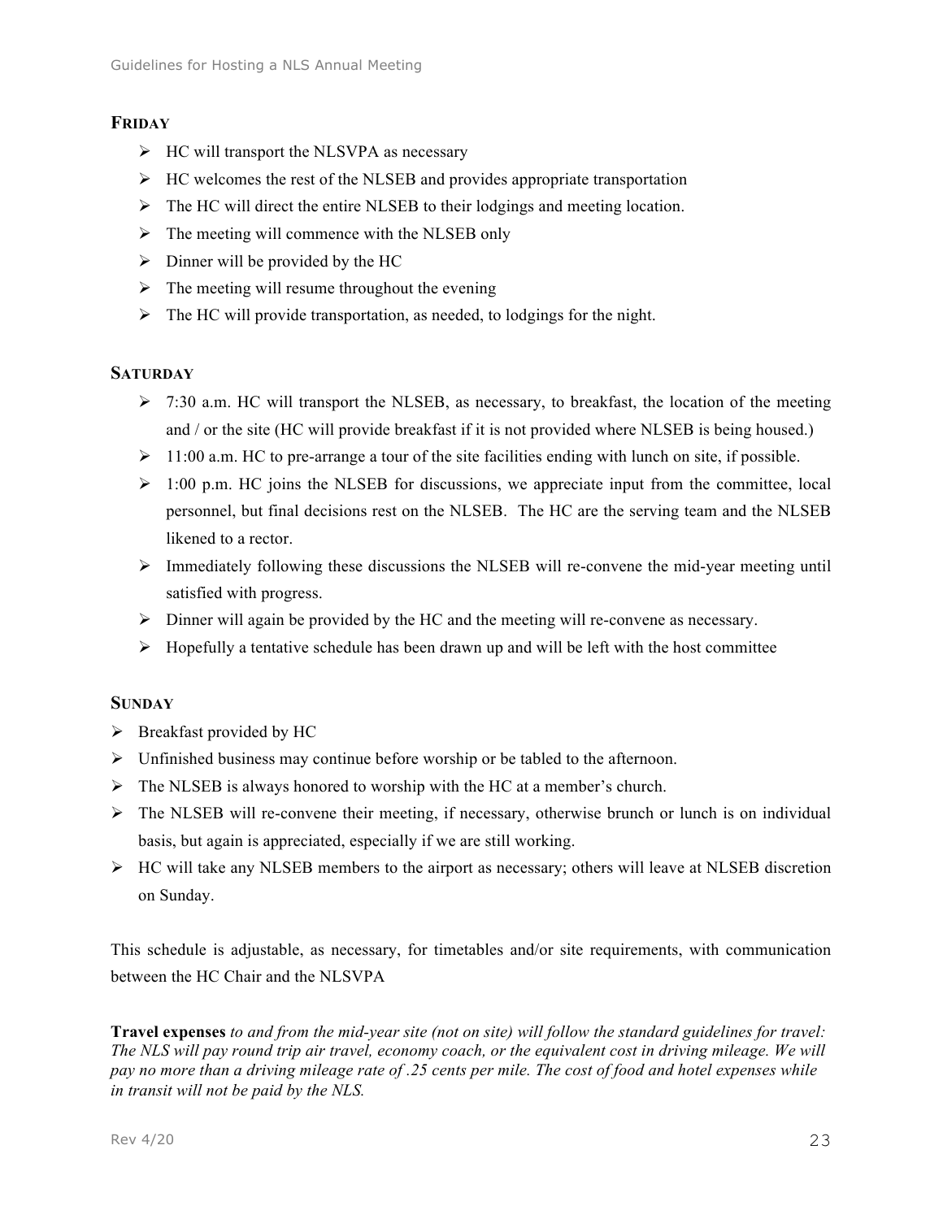### FRIDAY

- HC will transport the NLSVPA as necessary
- HC welcomes the rest of the NLSEB and provides appropriate transportation
- The HC will direct the entire NLSEB to their lodgings and meeting location.
- The meeting will commence with the NLSEB only
- Dinner will be provided by the HC
- The meeting will resume throughout the evening
- The HC will provide transportation, as needed, to lodgings for the night.

### SATURDAY

- 7:30 a.m. HC will transport the NLSEB, as necessary, to breakfast, the location of the meeting and / or the site (HC will provide breakfast if it is not provided where NLSEB is being housed.)
- 11:00 a.m. HC to pre-arrange a tour of the site facilities ending with lunch on site, if possible.
- 1:00 p.m. HC joins the NLSEB for discussions, we appreciate input from the committee, local personnel, but final decisions rest on the NLSEB. The HC are the serving team and the NLSEB likened to a rector.
- Immediately following these discussions the NLSEB will re-convene the mid-year meeting until satisfied with progress.
- Dinner will again be provided by the HC and the meeting will re-convene as necessary.
- Hopefully a tentative schedule has been drawn up and will be left with the host committee

### SUNDAY

- Breakfast provided by HC
- Unfinished business may continue before worship or be tabled to the afternoon.
- The NLSEB is always honored to worship with the HC at a member's church.
- The NLSEB will re-convene their meeting, if necessary, otherwise brunch or lunch is on individual basis, but again is appreciated, especially if we are still working.
- HC will take any NLSEB members to the airport as necessary; others will leave at NLSEB discretion on Sunday.

This schedule is adjustable, as necessary, for timetables and/or site requirements, with communication between the HC Chair and the NLSVPA

**Travel expenses** *to and from the mid-year site (not on site) will follow the standard guidelines for travel: The NLS will pay round trip air travel, economy coach, or the equivalent cost in driving mileage. We will pay no more than a driving mileage rate of .25 cents per mile. The cost of food and hotel expenses while in transit will not be paid by the NLS.*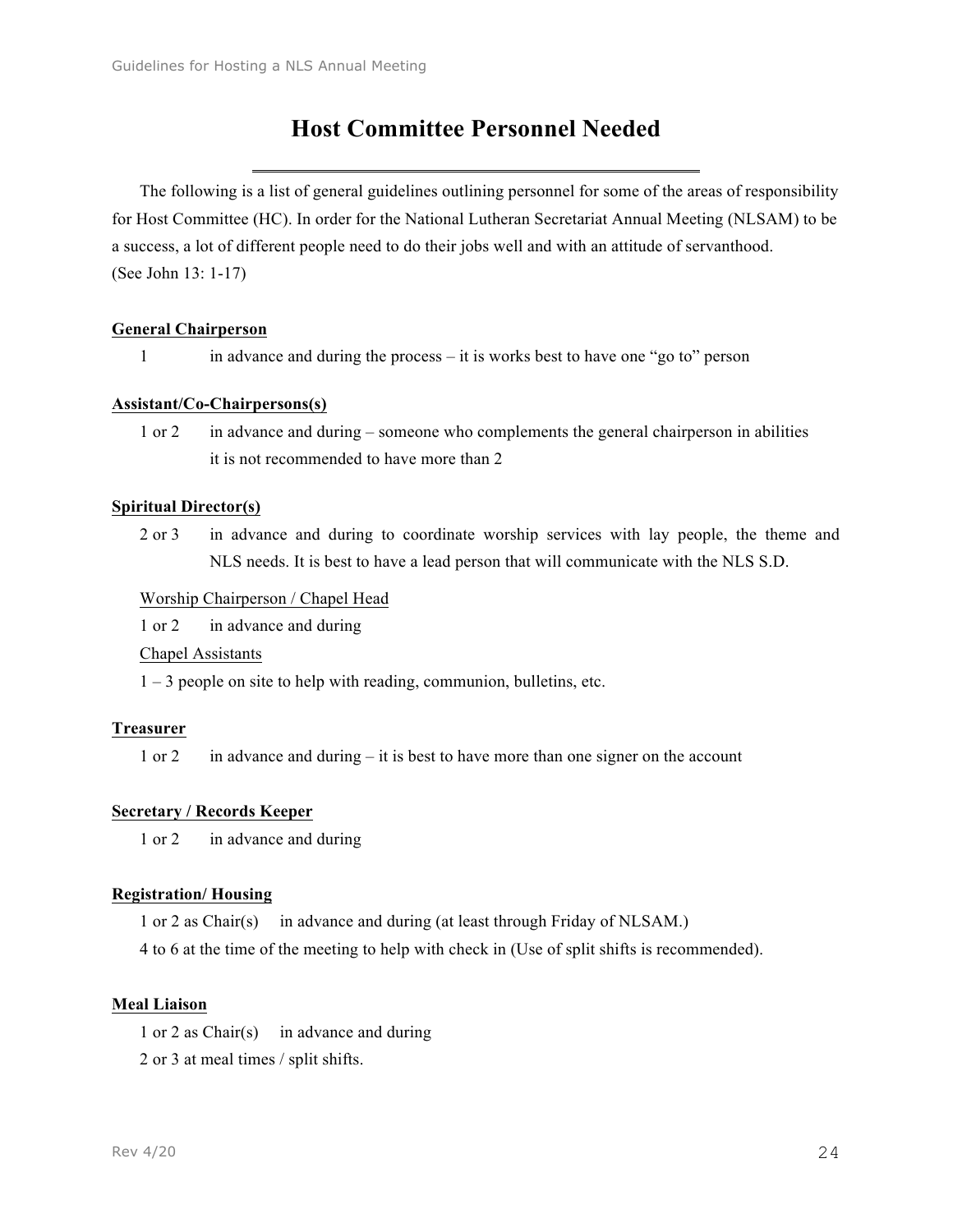# Host Committee Personnel Needed

The following is a list of general guidelines outlining personnel for some of the areas of responsibility for Host Committee (HC). In order for the National Lutheran Secretariat Annual Meeting (NLSAM) to be a success, a lot of different people need to do their jobs well and with an attitude of servanthood. (See John 13: 1-17)

**General Chairperson**

1 in advance and during the process – it is works best to have one "go to" person

**Assistant/Co-Chairpersons(s)**

1 or 2 in advance and during – someone who complements the general chairperson in abilities it is not recommended to have more than 2

**Spiritual Director(s)**

2 or 3 in advance and during to coordinate worship services with lay people, the theme and NLS needs. It is best to have a lead person that will communicate with the NLS S.D.

Worship Chairperson / Chapel Head

1 or 2 in advance and during

Chapel Assistants

1 – 3 people on site to help with reading, communion, bulletins, etc.

**Treasurer**

1 or 2 in advance and during – it is best to have more than one signer on the account

**Secretary / Records Keeper**

1 or 2 in advance and during

**Registration/ Housing**

1 or 2 as Chair(s) in advance and during (at least through Friday of NLSAM.)

4 to 6 at the time of the meeting to help with check in (Use of split shifts is recommended).

**Meal Liaison**

1 or 2 as Chair(s) in advance and during

2 or 3 at meal times / split shifts.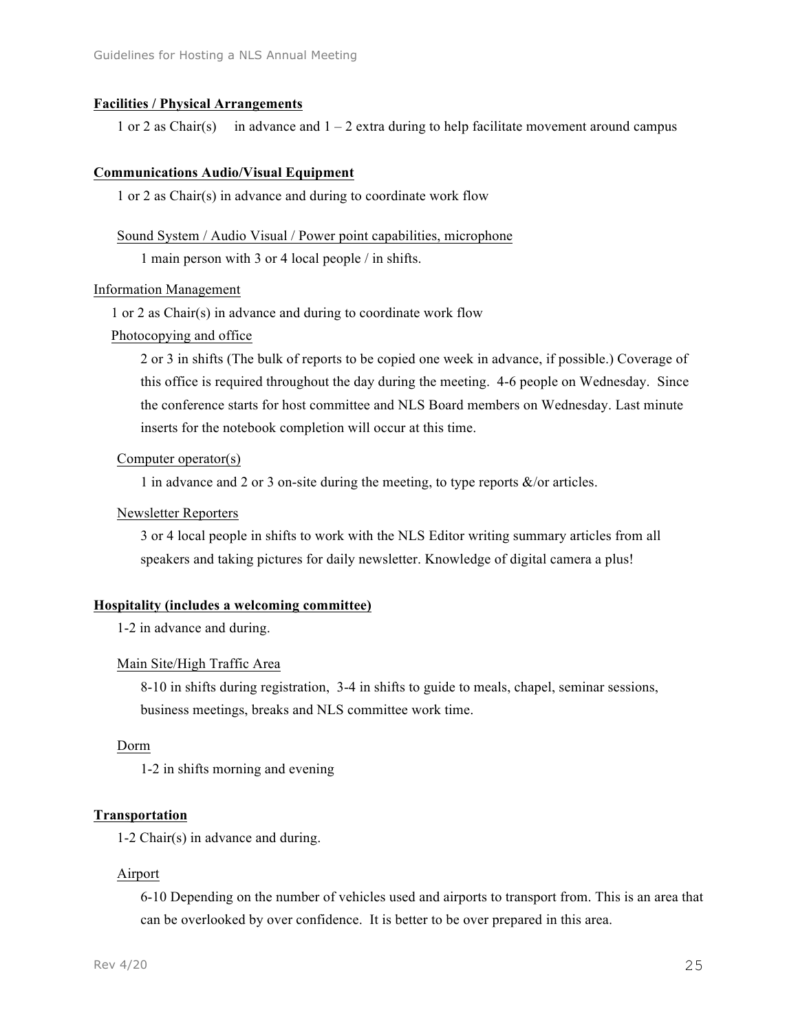**Facilities / Physical Arrangements**

1 or 2 as Chair(s) in advance and 1 – 2 extra during to help facilitate movement around campus

**Communications Audio/Visual Equipment**

1 or 2 as Chair(s) in advance and during to coordinate work flow

Sound System / Audio Visual / Power point capabilities, microphone

1 main person with 3 or 4 local people / in shifts.

Information Management

1 or 2 as Chair(s) in advance and during to coordinate work flow

Photocopying and office

2 or 3 in shifts (The bulk of reports to be copied one week in advance, if possible.) Coverage of this office is required throughout the day during the meeting. 4-6 people on Wednesday. Since the conference starts for host committee and NLS Board members on Wednesday. Last minute inserts for the notebook completion will occur at this time.

Computer operator(s)

1 in advance and 2 or 3 on-site during the meeting, to type reports &/or articles.

Newsletter Reporters

3 or 4 local people in shifts to work with the NLS Editor writing summary articles from all speakers and taking pictures for daily newsletter. Knowledge of digital camera a plus!

**Hospitality (includes a welcoming committee)**

1-2 in advance and during.

Main Site/High Traffic Area

8-10 in shifts during registration, 3-4 in shifts to guide to meals, chapel, seminar sessions, business meetings, breaks and NLS committee work time.

Dorm

1-2 in shifts morning and evening

**Transportation**

1-2 Chair(s) in advance and during.

Airport

6-10 Depending on the number of vehicles used and airports to transport from. This is an area that can be overlooked by over confidence. It is better to be over prepared in this area.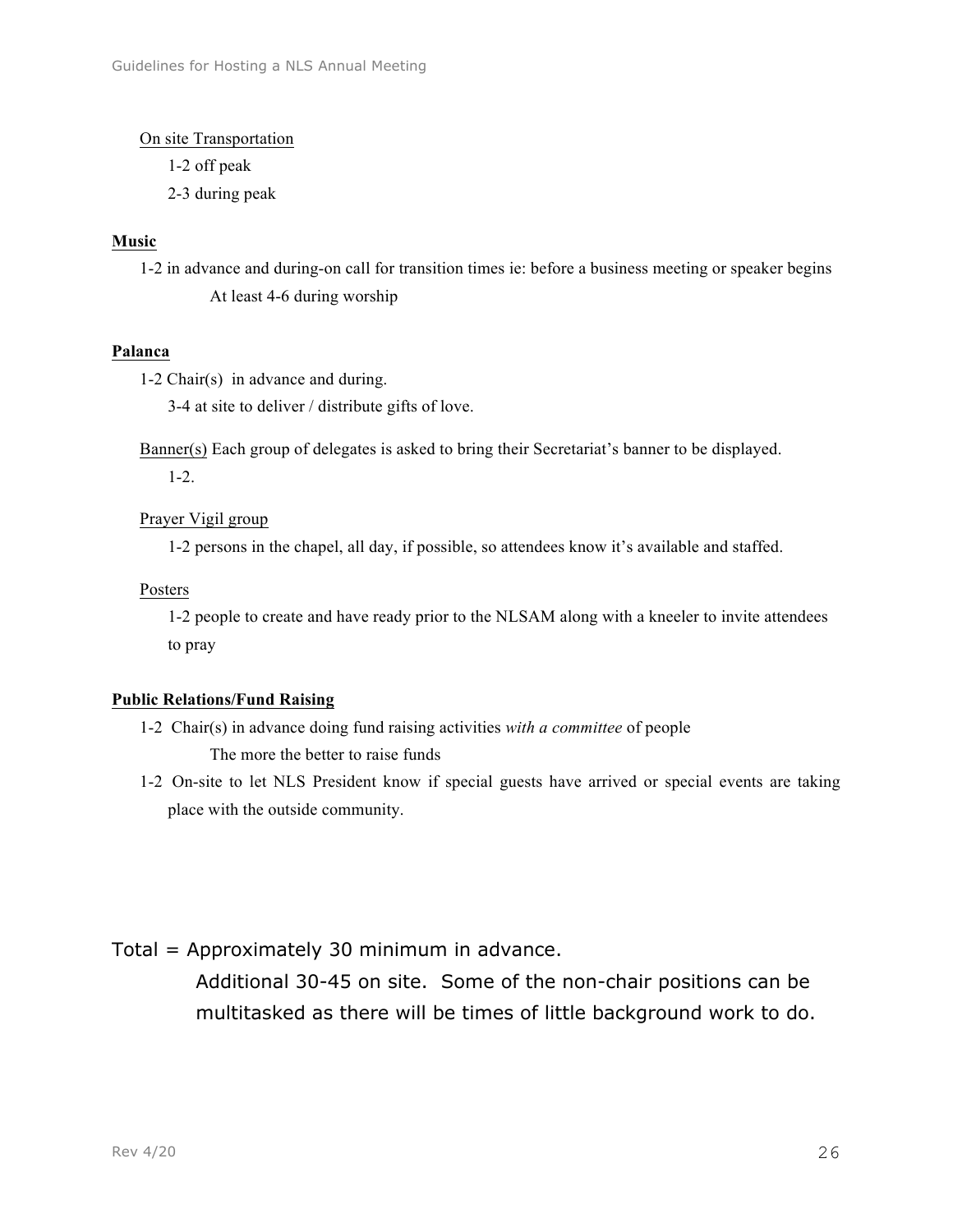<u>On site Transportation</u>

1-2 off peak

2-3 during peak

**Music**

1-2 in advance and during-on call for transition times ie: before a business meeting or speaker begins

At least 4-6 during worship

**Palanca**

1-2 Chair(s) in advance and during.

3-4 at site to deliver / distribute gifts of love.

<u>Banner(s)</u> Each group of delegates is asked to bring their Secretariat's banner to be displayed.

1-2.

<u>Prayer Vigil group</u>

1-2 persons in the chapel, all day, if possible, so attendees know it's available and staffed.

<u>Posters</u>

1-2 people to create and have ready prior to the NLSAM along with a kneeler to invite attendees to pray

**Public Relations/Fund Raising**

1-2 Chair(s) in advance doing fund raising activities *with a committee* of people

The more the better to raise funds

1-2 On-site to let NLS President know if special guests have arrived or special events are taking place with the outside community.

Total = Approximately 30 minimum in advance.

Additional 30-45 on site. Some of the non-chair positions can be multitasked as there will be times of little background work to do.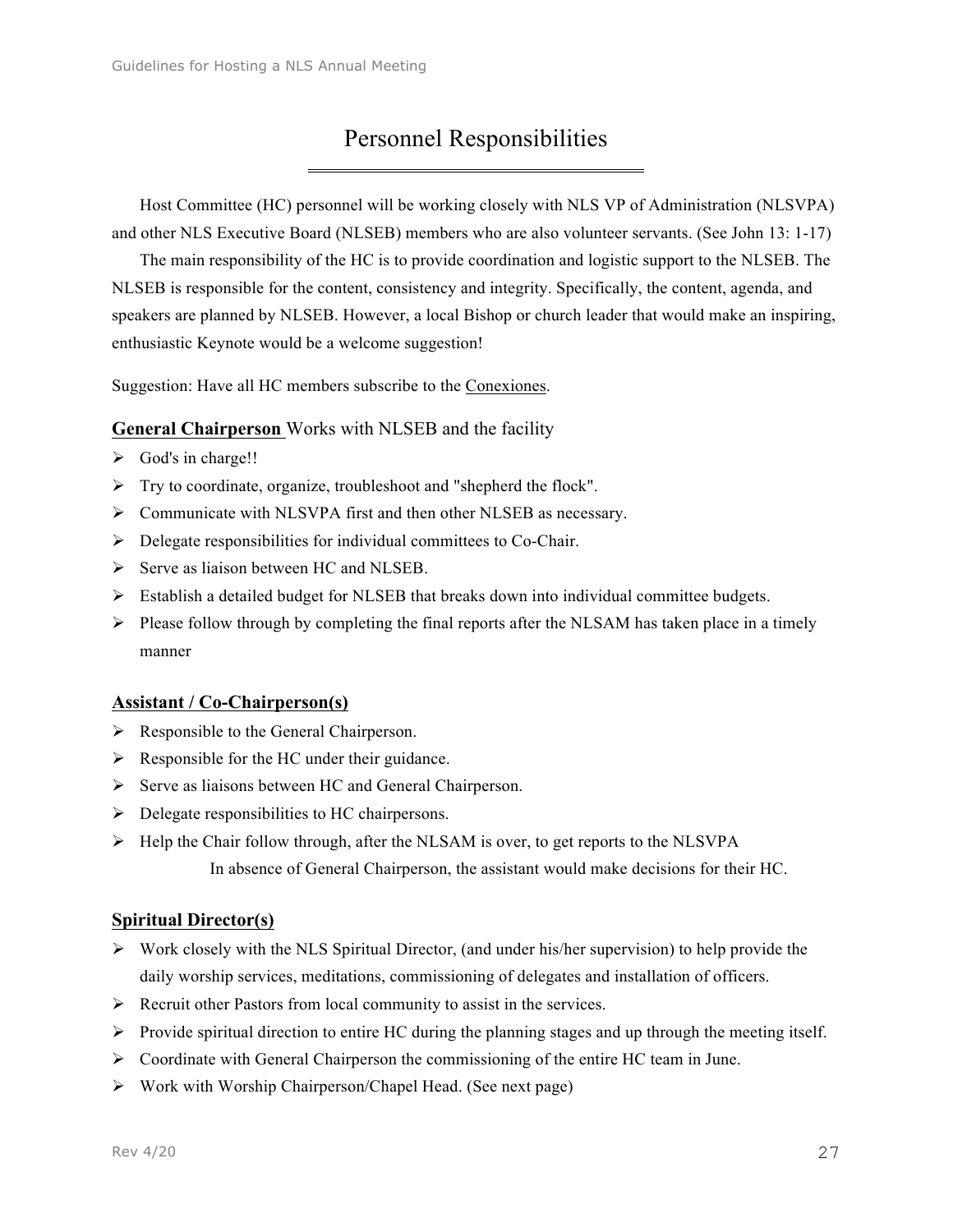# Personnel Responsibilities

Host Committee (HC) personnel will be working closely with NLS VP of Administration (NLSVPA) and other NLS Executive Board (NLSEB) members who are also volunteer servants. (See John 13: 1-17)

The main responsibility of the HC is to provide coordination and logistic support to the NLSEB. The NLSEB is responsible for the content, consistency and integrity. Specifically, the content, agenda, and speakers are planned by NLSEB. However, a local Bishop or church leader that would make an inspiring, enthusiastic Keynote would be a welcome suggestion!

Suggestion: Have all HC members subscribe to the Conexiones.

**General Chairperson** Works with NLSEB and the facility

- God's in charge!!
- Try to coordinate, organize, troubleshoot and "shepherd the flock".
- Communicate with NLSVPA first and then other NLSEB as necessary.
- Delegate responsibilities for individual committees to Co-Chair.
- Serve as liaison between HC and NLSEB.
- Establish a detailed budget for NLSEB that breaks down into individual committee budgets.
- Please follow through by completing the final reports after the NLSAM has taken place in a timely manner

**Assistant / Co-Chairperson(s)**

- Responsible to the General Chairperson.
- Responsible for the HC under their guidance.
- Serve as liaisons between HC and General Chairperson.
- Delegate responsibilities to HC chairpersons.
- Help the Chair follow through, after the NLSAM is over, to get reports to the NLSVPA

  In absence of General Chairperson, the assistant would make decisions for their HC.

**Spiritual Director(s)**

- Work closely with the NLS Spiritual Director, (and under his/her supervision) to help provide the daily worship services, meditations, commissioning of delegates and installation of officers.
- Recruit other Pastors from local community to assist in the services.
- Provide spiritual direction to entire HC during the planning stages and up through the meeting itself.
- Coordinate with General Chairperson the commissioning of the entire HC team in June.
- Work with Worship Chairperson/Chapel Head. (See next page)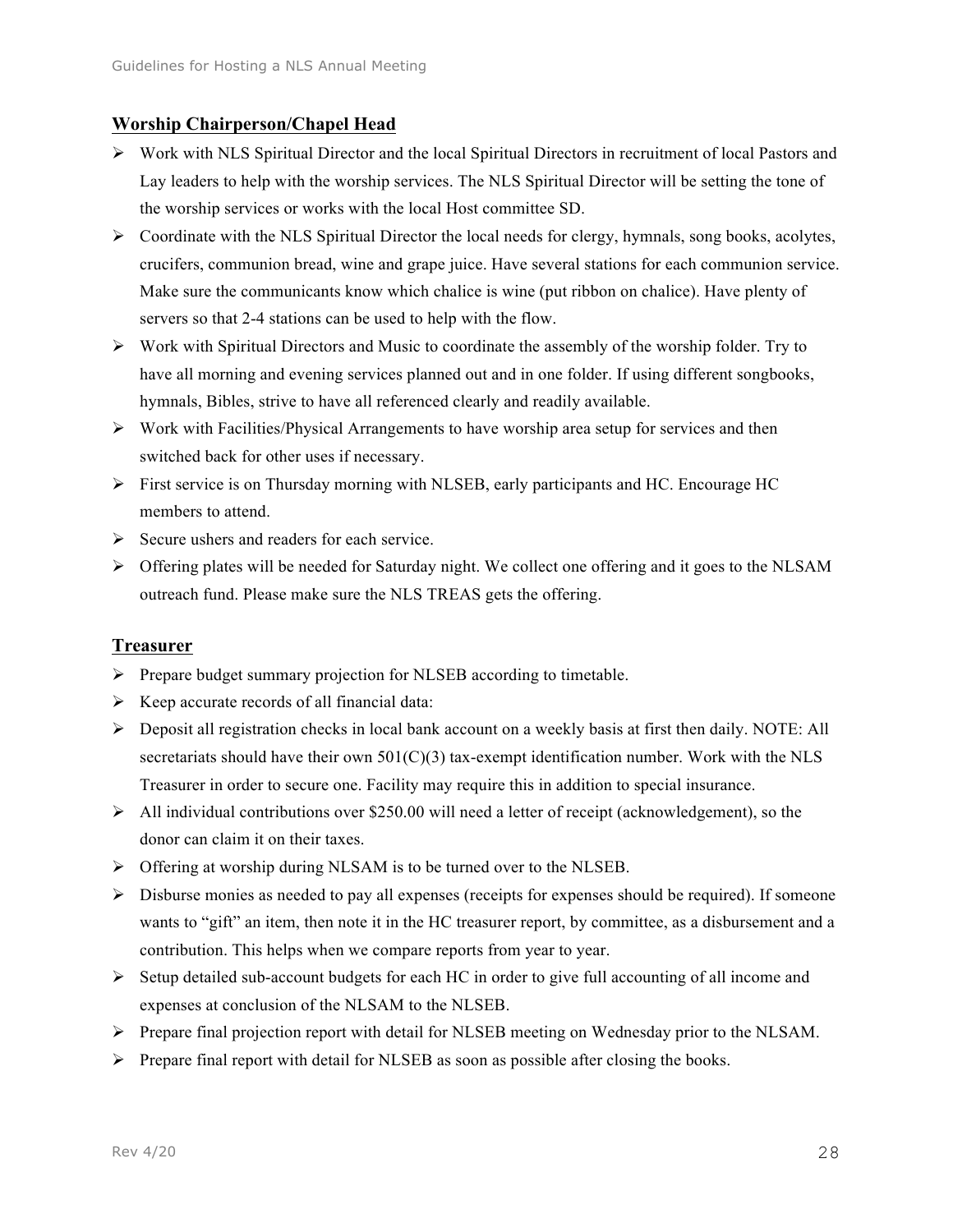## Worship Chairperson/Chapel Head

- Work with NLS Spiritual Director and the local Spiritual Directors in recruitment of local Pastors and Lay leaders to help with the worship services. The NLS Spiritual Director will be setting the tone of the worship services or works with the local Host committee SD.
- Coordinate with the NLS Spiritual Director the local needs for clergy, hymnals, song books, acolytes, crucifers, communion bread, wine and grape juice. Have several stations for each communion service. Make sure the communicants know which chalice is wine (put ribbon on chalice). Have plenty of servers so that 2-4 stations can be used to help with the flow.
- Work with Spiritual Directors and Music to coordinate the assembly of the worship folder. Try to have all morning and evening services planned out and in one folder. If using different songbooks, hymnals, Bibles, strive to have all referenced clearly and readily available.
- Work with Facilities/Physical Arrangements to have worship area setup for services and then switched back for other uses if necessary.
- First service is on Thursday morning with NLSEB, early participants and HC. Encourage HC members to attend.
- Secure ushers and readers for each service.
- Offering plates will be needed for Saturday night. We collect one offering and it goes to the NLSAM outreach fund. Please make sure the NLS TREAS gets the offering.

## Treasurer

- Prepare budget summary projection for NLSEB according to timetable.
- Keep accurate records of all financial data:
- Deposit all registration checks in local bank account on a weekly basis at first then daily. NOTE: All secretariats should have their own 501(C)(3) tax-exempt identification number. Work with the NLS Treasurer in order to secure one. Facility may require this in addition to special insurance.
- All individual contributions over $250.00 will need a letter of receipt (acknowledgement), so the donor can claim it on their taxes.
- Offering at worship during NLSAM is to be turned over to the NLSEB.
- Disburse monies as needed to pay all expenses (receipts for expenses should be required). If someone wants to "gift" an item, then note it in the HC treasurer report, by committee, as a disbursement and a contribution. This helps when we compare reports from year to year.
- Setup detailed sub-account budgets for each HC in order to give full accounting of all income and expenses at conclusion of the NLSAM to the NLSEB.
- Prepare final projection report with detail for NLSEB meeting on Wednesday prior to the NLSAM.
- Prepare final report with detail for NLSEB as soon as possible after closing the books.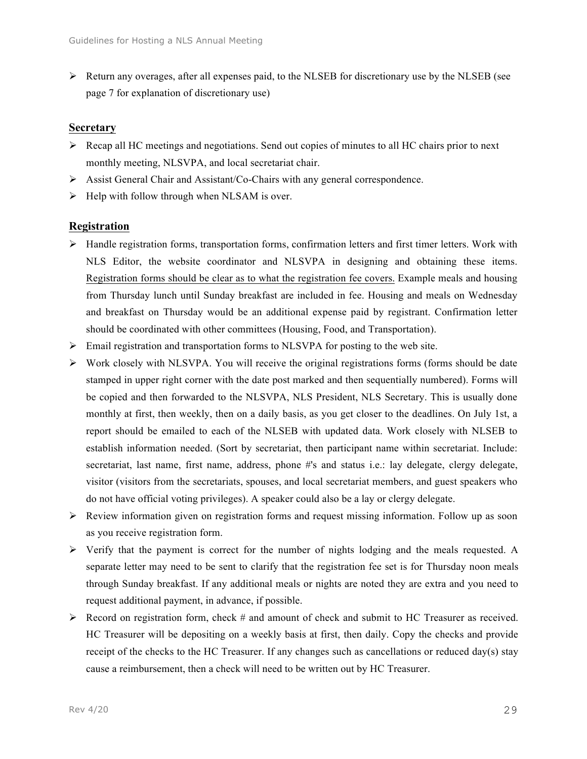- Return any overages, after all expenses paid, to the NLSEB for discretionary use by the NLSEB (see page 7 for explanation of discretionary use)

## Secretary

- Recap all HC meetings and negotiations. Send out copies of minutes to all HC chairs prior to next monthly meeting, NLSVPA, and local secretariat chair.
- Assist General Chair and Assistant/Co-Chairs with any general correspondence.
- Help with follow through when NLSAM is over.

## Registration

- Handle registration forms, transportation forms, confirmation letters and first timer letters. Work with NLS Editor, the website coordinator and NLSVPA in designing and obtaining these items. <u>Registration forms should be clear as to what the registration fee covers.</u> Example meals and housing from Thursday lunch until Sunday breakfast are included in fee. Housing and meals on Wednesday and breakfast on Thursday would be an additional expense paid by registrant. Confirmation letter should be coordinated with other committees (Housing, Food, and Transportation).
- Email registration and transportation forms to NLSVPA for posting to the web site.
- Work closely with NLSVPA. You will receive the original registrations forms (forms should be date stamped in upper right corner with the date post marked and then sequentially numbered). Forms will be copied and then forwarded to the NLSVPA, NLS President, NLS Secretary. This is usually done monthly at first, then weekly, then on a daily basis, as you get closer to the deadlines. On July 1st, a report should be emailed to each of the NLSEB with updated data. Work closely with NLSEB to establish information needed. (Sort by secretariat, then participant name within secretariat. Include: secretariat, last name, first name, address, phone #'s and status i.e.: lay delegate, clergy delegate, visitor (visitors from the secretariats, spouses, and local secretariat members, and guest speakers who do not have official voting privileges). A speaker could also be a lay or clergy delegate.
- Review information given on registration forms and request missing information. Follow up as soon as you receive registration form.
- Verify that the payment is correct for the number of nights lodging and the meals requested. A separate letter may need to be sent to clarify that the registration fee set is for Thursday noon meals through Sunday breakfast. If any additional meals or nights are noted they are extra and you need to request additional payment, in advance, if possible.
- Record on registration form, check # and amount of check and submit to HC Treasurer as received. HC Treasurer will be depositing on a weekly basis at first, then daily. Copy the checks and provide receipt of the checks to the HC Treasurer. If any changes such as cancellations or reduced day(s) stay cause a reimbursement, then a check will need to be written out by HC Treasurer.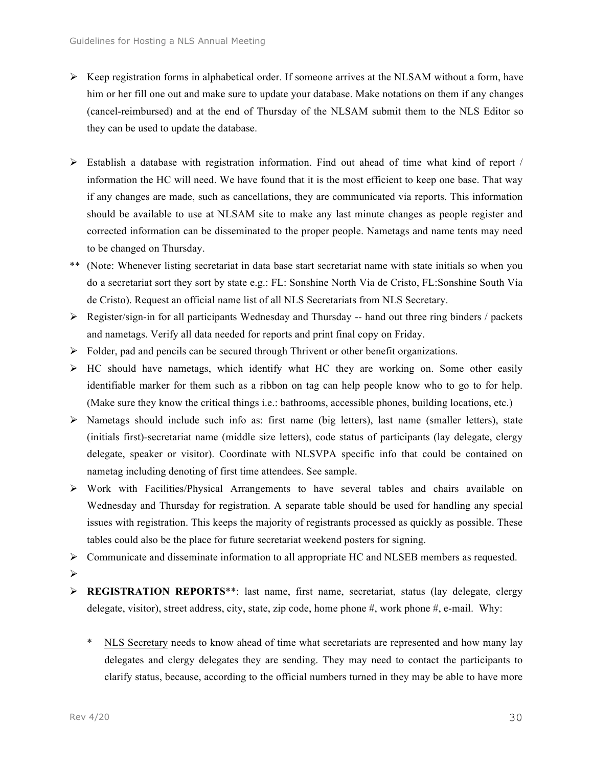- Keep registration forms in alphabetical order. If someone arrives at the NLSAM without a form, have him or her fill one out and make sure to update your database. Make notations on them if any changes (cancel-reimbursed) and at the end of Thursday of the NLSAM submit them to the NLS Editor so they can be used to update the database.

- Establish a database with registration information. Find out ahead of time what kind of report / information the HC will need. We have found that it is the most efficient to keep one base. That way if any changes are made, such as cancellations, they are communicated via reports. This information should be available to use at NLSAM site to make any last minute changes as people register and corrected information can be disseminated to the proper people. Nametags and name tents may need to be changed on Thursday.

** (Note: Whenever listing secretariat in data base start secretariat name with state initials so when you do a secretariat sort they sort by state e.g.: FL: Sonshine North Via de Cristo, FL:Sonshine South Via de Cristo). Request an official name list of all NLS Secretariats from NLS Secretary.

- Register/sign-in for all participants Wednesday and Thursday -- hand out three ring binders / packets and nametags. Verify all data needed for reports and print final copy on Friday.
- Folder, pad and pencils can be secured through Thrivent or other benefit organizations.
- HC should have nametags, which identify what HC they are working on. Some other easily identifiable marker for them such as a ribbon on tag can help people know who to go to for help. (Make sure they know the critical things i.e.: bathrooms, accessible phones, building locations, etc.)
- Nametags should include such info as: first name (big letters), last name (smaller letters), state (initials first)-secretariat name (middle size letters), code status of participants (lay delegate, clergy delegate, speaker or visitor). Coordinate with NLSVPA specific info that could be contained on nametag including denoting of first time attendees. See sample.
- Work with Facilities/Physical Arrangements to have several tables and chairs available on Wednesday and Thursday for registration. A separate table should be used for handling any special issues with registration. This keeps the majority of registrants processed as quickly as possible. These tables could also be the place for future secretariat weekend posters for signing.
- Communicate and disseminate information to all appropriate HC and NLSEB members as requested.
- 
- **REGISTRATION REPORTS****: last name, first name, secretariat, status (lay delegate, clergy delegate, visitor), street address, city, state, zip code, home phone #, work phone #, e-mail. Why:

  * <u>NLS Secretary</u> needs to know ahead of time what secretariats are represented and how many lay delegates and clergy delegates they are sending. They may need to contact the participants to clarify status, because, according to the official numbers turned in they may be able to have more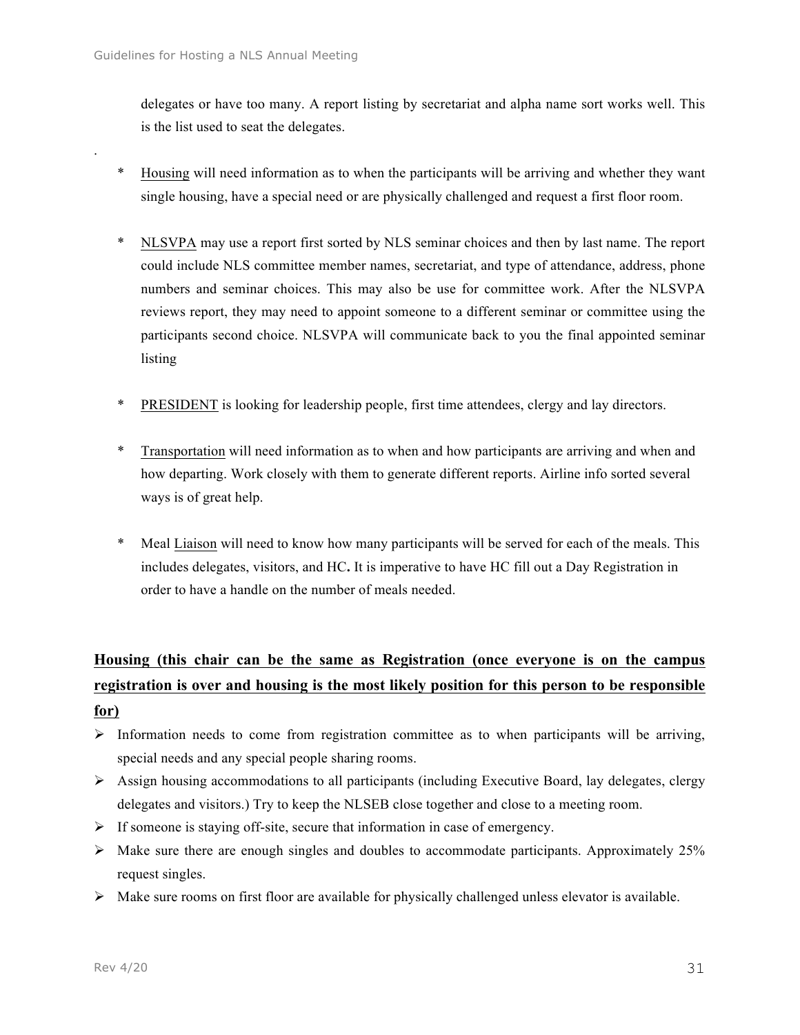delegates or have too many. A report listing by secretariat and alpha name sort works well. This is the list used to seat the delegates.

.

* Housing will need information as to when the participants will be arriving and whether they want single housing, have a special need or are physically challenged and request a first floor room.

* NLSVPA may use a report first sorted by NLS seminar choices and then by last name. The report could include NLS committee member names, secretariat, and type of attendance, address, phone numbers and seminar choices. This may also be use for committee work. After the NLSVPA reviews report, they may need to appoint someone to a different seminar or committee using the participants second choice. NLSVPA will communicate back to you the final appointed seminar listing

* PRESIDENT is looking for leadership people, first time attendees, clergy and lay directors.

* Transportation will need information as to when and how participants are arriving and when and how departing. Work closely with them to generate different reports. Airline info sorted several ways is of great help.

* Meal Liaison will need to know how many participants will be served for each of the meals. This includes delegates, visitors, and HC**.** It is imperative to have HC fill out a Day Registration in order to have a handle on the number of meals needed.

**Housing (this chair can be the same as Registration (once everyone is on the campus registration is over and housing is the most likely position for this person to be responsible for)**

- Information needs to come from registration committee as to when participants will be arriving, special needs and any special people sharing rooms.
- Assign housing accommodations to all participants (including Executive Board, lay delegates, clergy delegates and visitors.) Try to keep the NLSEB close together and close to a meeting room.
- If someone is staying off-site, secure that information in case of emergency.
- Make sure there are enough singles and doubles to accommodate participants. Approximately 25% request singles.
- Make sure rooms on first floor are available for physically challenged unless elevator is available.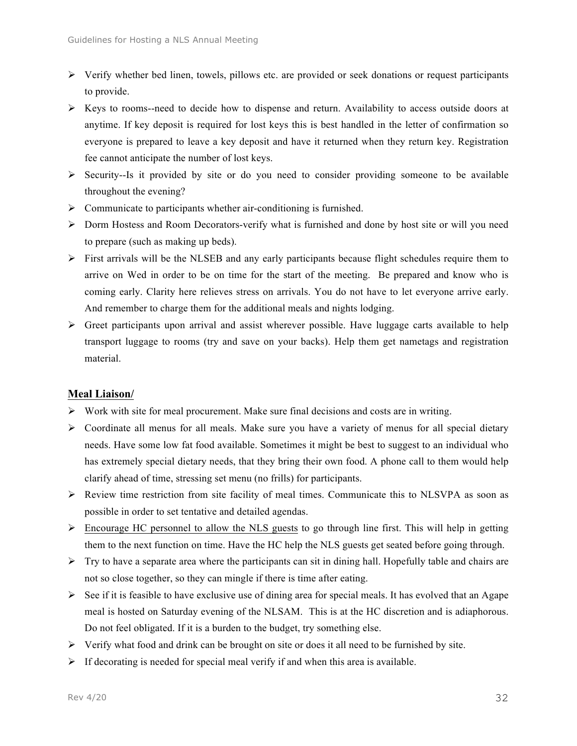- Verify whether bed linen, towels, pillows etc. are provided or seek donations or request participants to provide.
- Keys to rooms--need to decide how to dispense and return. Availability to access outside doors at anytime. If key deposit is required for lost keys this is best handled in the letter of confirmation so everyone is prepared to leave a key deposit and have it returned when they return key. Registration fee cannot anticipate the number of lost keys.
- Security--Is it provided by site or do you need to consider providing someone to be available throughout the evening?
- Communicate to participants whether air-conditioning is furnished.
- Dorm Hostess and Room Decorators-verify what is furnished and done by host site or will you need to prepare (such as making up beds).
- First arrivals will be the NLSEB and any early participants because flight schedules require them to arrive on Wed in order to be on time for the start of the meeting. Be prepared and know who is coming early. Clarity here relieves stress on arrivals. You do not have to let everyone arrive early. And remember to charge them for the additional meals and nights lodging.
- Greet participants upon arrival and assist wherever possible. Have luggage carts available to help transport luggage to rooms (try and save on your backs). Help them get nametags and registration material.

<u>**Meal Liaison/**</u>

- Work with site for meal procurement. Make sure final decisions and costs are in writing.
- Coordinate all menus for all meals. Make sure you have a variety of menus for all special dietary needs. Have some low fat food available. Sometimes it might be best to suggest to an individual who has extremely special dietary needs, that they bring their own food. A phone call to them would help clarify ahead of time, stressing set menu (no frills) for participants.
- Review time restriction from site facility of meal times. Communicate this to NLSVPA as soon as possible in order to set tentative and detailed agendas.
- <u>Encourage HC personnel to allow the NLS guests</u> to go through line first. This will help in getting them to the next function on time. Have the HC help the NLS guests get seated before going through.
- Try to have a separate area where the participants can sit in dining hall. Hopefully table and chairs are not so close together, so they can mingle if there is time after eating.
- See if it is feasible to have exclusive use of dining area for special meals. It has evolved that an Agape meal is hosted on Saturday evening of the NLSAM. This is at the HC discretion and is adiaphorous. Do not feel obligated. If it is a burden to the budget, try something else.
- Verify what food and drink can be brought on site or does it all need to be furnished by site.
- If decorating is needed for special meal verify if and when this area is available.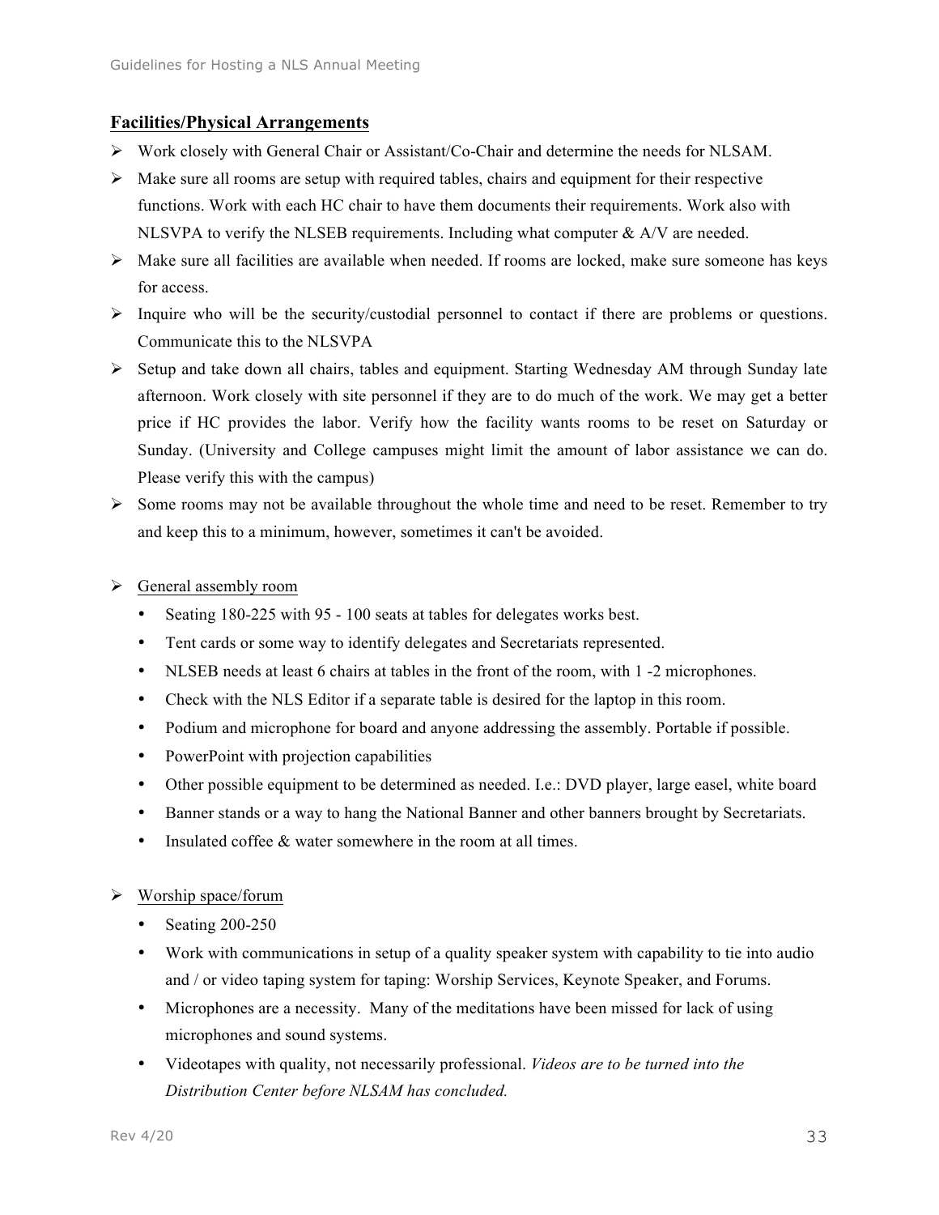## Facilities/Physical Arrangements

- Work closely with General Chair or Assistant/Co-Chair and determine the needs for NLSAM.
- Make sure all rooms are setup with required tables, chairs and equipment for their respective functions. Work with each HC chair to have them documents their requirements. Work also with NLSVPA to verify the NLSEB requirements. Including what computer & A/V are needed.
- Make sure all facilities are available when needed. If rooms are locked, make sure someone has keys for access.
- Inquire who will be the security/custodial personnel to contact if there are problems or questions. Communicate this to the NLSVPA
- Setup and take down all chairs, tables and equipment. Starting Wednesday AM through Sunday late afternoon. Work closely with site personnel if they are to do much of the work. We may get a better price if HC provides the labor. Verify how the facility wants rooms to be reset on Saturday or Sunday. (University and College campuses might limit the amount of labor assistance we can do. Please verify this with the campus)
- Some rooms may not be available throughout the whole time and need to be reset. Remember to try and keep this to a minimum, however, sometimes it can't be avoided.

- <u>General assembly room</u>
  - Seating 180-225 with 95 - 100 seats at tables for delegates works best.
  - Tent cards or some way to identify delegates and Secretariats represented.
  - NLSEB needs at least 6 chairs at tables in the front of the room, with 1 -2 microphones.
  - Check with the NLS Editor if a separate table is desired for the laptop in this room.
  - Podium and microphone for board and anyone addressing the assembly. Portable if possible.
  - PowerPoint with projection capabilities
  - Other possible equipment to be determined as needed. I.e.: DVD player, large easel, white board
  - Banner stands or a way to hang the National Banner and other banners brought by Secretariats.
  - Insulated coffee & water somewhere in the room at all times.

- <u>Worship space/forum</u>
  - Seating 200-250
  - Work with communications in setup of a quality speaker system with capability to tie into audio and / or video taping system for taping: Worship Services, Keynote Speaker, and Forums.
  - Microphones are a necessity. Many of the meditations have been missed for lack of using microphones and sound systems.
  - Videotapes with quality, not necessarily professional. *Videos are to be turned into the Distribution Center before NLSAM has concluded.*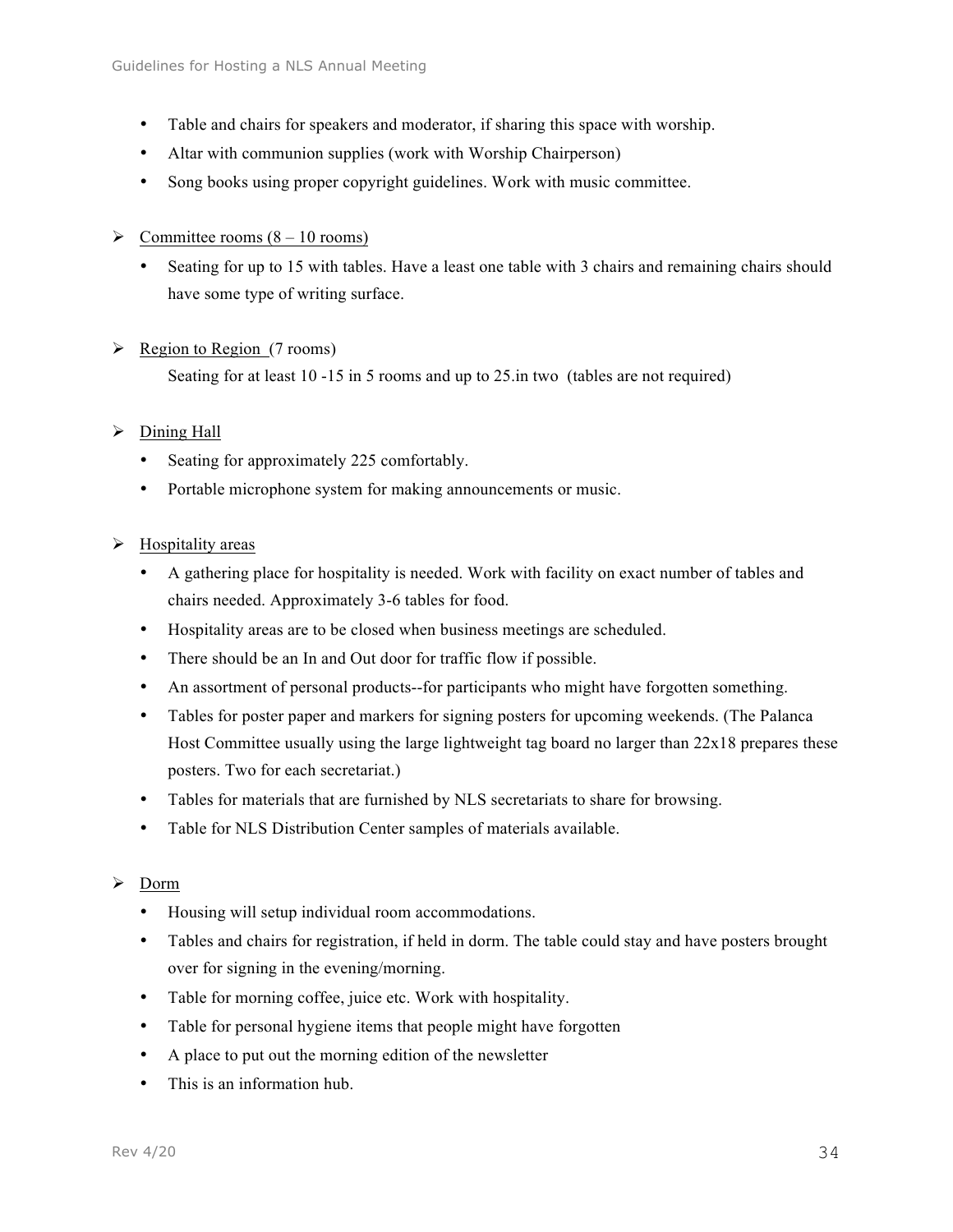- Table and chairs for speakers and moderator, if sharing this space with worship.
- Altar with communion supplies (work with Worship Chairperson)
- Song books using proper copyright guidelines. Work with music committee.

➢ Committee rooms (8 – 10 rooms)

- Seating for up to 15 with tables. Have a least one table with 3 chairs and remaining chairs should have some type of writing surface.

➢ Region to Region (7 rooms)

Seating for at least 10 -15 in 5 rooms and up to 25.in two (tables are not required)

➢ Dining Hall

- Seating for approximately 225 comfortably.
- Portable microphone system for making announcements or music.

➢ Hospitality areas

- A gathering place for hospitality is needed. Work with facility on exact number of tables and chairs needed. Approximately 3-6 tables for food.
- Hospitality areas are to be closed when business meetings are scheduled.
- There should be an In and Out door for traffic flow if possible.
- An assortment of personal products--for participants who might have forgotten something.
- Tables for poster paper and markers for signing posters for upcoming weekends. (The Palanca Host Committee usually using the large lightweight tag board no larger than 22x18 prepares these posters. Two for each secretariat.)
- Tables for materials that are furnished by NLS secretariats to share for browsing.
- Table for NLS Distribution Center samples of materials available.

➢ Dorm

- Housing will setup individual room accommodations.
- Tables and chairs for registration, if held in dorm. The table could stay and have posters brought over for signing in the evening/morning.
- Table for morning coffee, juice etc. Work with hospitality.
- Table for personal hygiene items that people might have forgotten
- A place to put out the morning edition of the newsletter
- This is an information hub.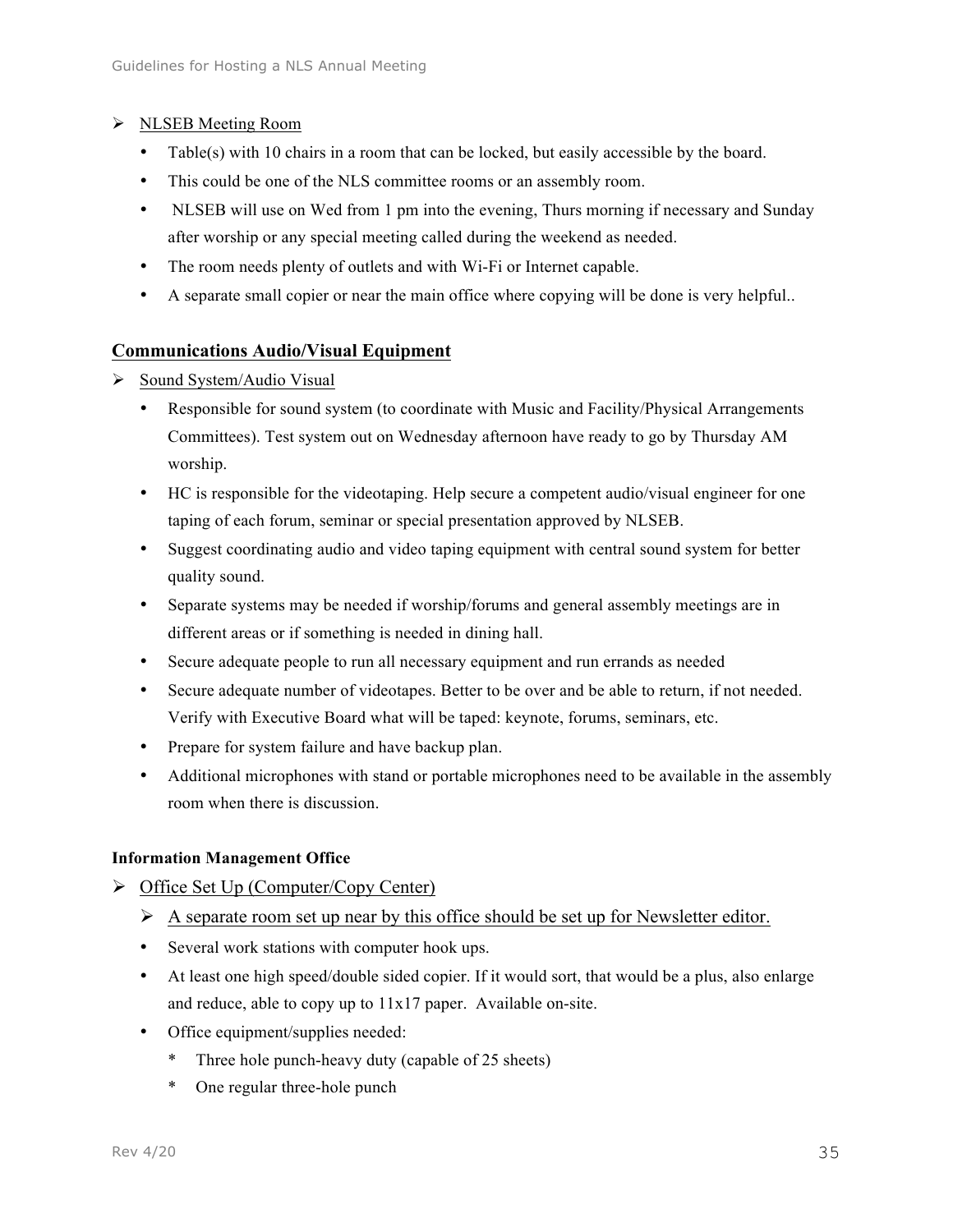- NLSEB Meeting Room
  - Table(s) with 10 chairs in a room that can be locked, but easily accessible by the board.
  - This could be one of the NLS committee rooms or an assembly room.
  - NLSEB will use on Wed from 1 pm into the evening, Thurs morning if necessary and Sunday after worship or any special meeting called during the weekend as needed.
  - The room needs plenty of outlets and with Wi-Fi or Internet capable.
  - A separate small copier or near the main office where copying will be done is very helpful..

## Communications Audio/Visual Equipment

- Sound System/Audio Visual
  - Responsible for sound system (to coordinate with Music and Facility/Physical Arrangements Committees). Test system out on Wednesday afternoon have ready to go by Thursday AM worship.
  - HC is responsible for the videotaping. Help secure a competent audio/visual engineer for one taping of each forum, seminar or special presentation approved by NLSEB.
  - Suggest coordinating audio and video taping equipment with central sound system for better quality sound.
  - Separate systems may be needed if worship/forums and general assembly meetings are in different areas or if something is needed in dining hall.
  - Secure adequate people to run all necessary equipment and run errands as needed
  - Secure adequate number of videotapes. Better to be over and be able to return, if not needed. Verify with Executive Board what will be taped: keynote, forums, seminars, etc.
  - Prepare for system failure and have backup plan.
  - Additional microphones with stand or portable microphones need to be available in the assembly room when there is discussion.

### Information Management Office

- Office Set Up (Computer/Copy Center)
  - A separate room set up near by this office should be set up for Newsletter editor.
  - Several work stations with computer hook ups.
  - At least one high speed/double sided copier. If it would sort, that would be a plus, also enlarge and reduce, able to copy up to 11x17 paper. Available on-site.
  - Office equipment/supplies needed:
    * Three hole punch-heavy duty (capable of 25 sheets)
    * One regular three-hole punch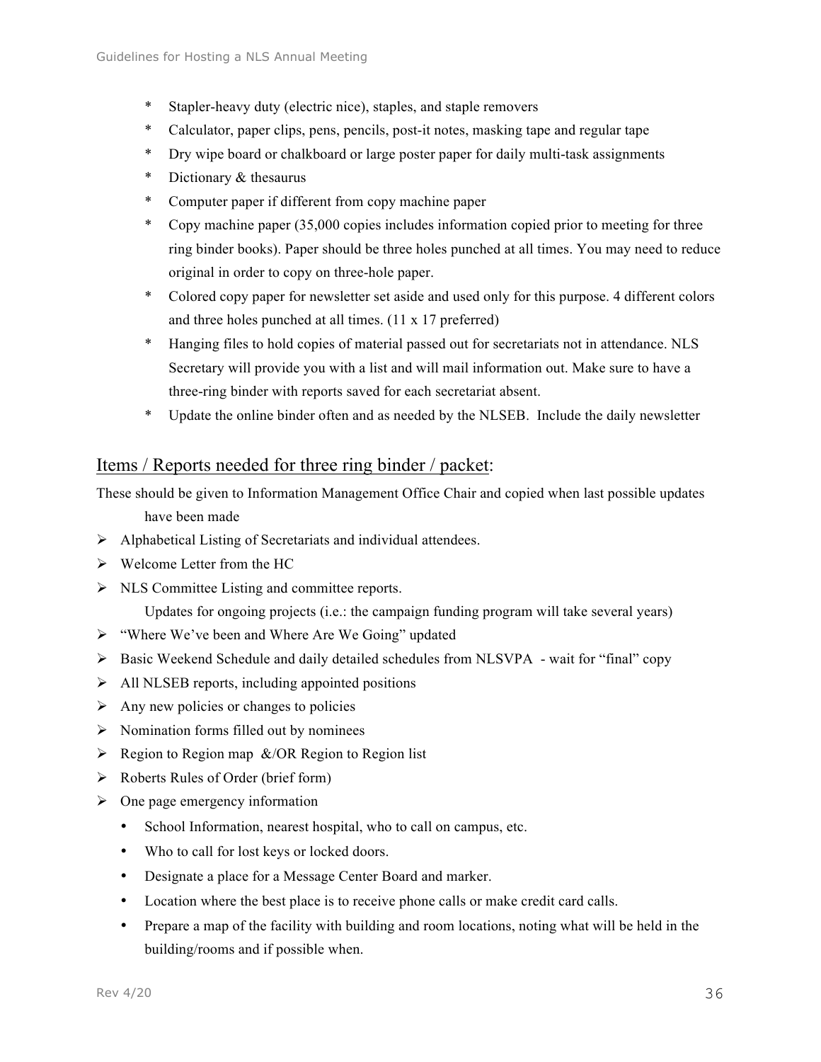* Stapler-heavy duty (electric nice), staples, and staple removers
* Calculator, paper clips, pens, pencils, post-it notes, masking tape and regular tape
* Dry wipe board or chalkboard or large poster paper for daily multi-task assignments
* Dictionary & thesaurus
* Computer paper if different from copy machine paper
* Copy machine paper (35,000 copies includes information copied prior to meeting for three ring binder books). Paper should be three holes punched at all times. You may need to reduce original in order to copy on three-hole paper.
* Colored copy paper for newsletter set aside and used only for this purpose. 4 different colors and three holes punched at all times. (11 x 17 preferred)
* Hanging files to hold copies of material passed out for secretariats not in attendance. NLS Secretary will provide you with a list and will mail information out. Make sure to have a three-ring binder with reports saved for each secretariat absent.
* Update the online binder often and as needed by the NLSEB. Include the daily newsletter

## Items / Reports needed for three ring binder / packet:

These should be given to Information Management Office Chair and copied when last possible updates have been made

- Alphabetical Listing of Secretariats and individual attendees.
- Welcome Letter from the HC
- NLS Committee Listing and committee reports.
  Updates for ongoing projects (i.e.: the campaign funding program will take several years)
- "Where We've been and Where Are We Going" updated
- Basic Weekend Schedule and daily detailed schedules from NLSVPA - wait for "final" copy
- All NLSEB reports, including appointed positions
- Any new policies or changes to policies
- Nomination forms filled out by nominees
- Region to Region map &/OR Region to Region list
- Roberts Rules of Order (brief form)
- One page emergency information
  - School Information, nearest hospital, who to call on campus, etc.
  - Who to call for lost keys or locked doors.
  - Designate a place for a Message Center Board and marker.
  - Location where the best place is to receive phone calls or make credit card calls.
  - Prepare a map of the facility with building and room locations, noting what will be held in the building/rooms and if possible when.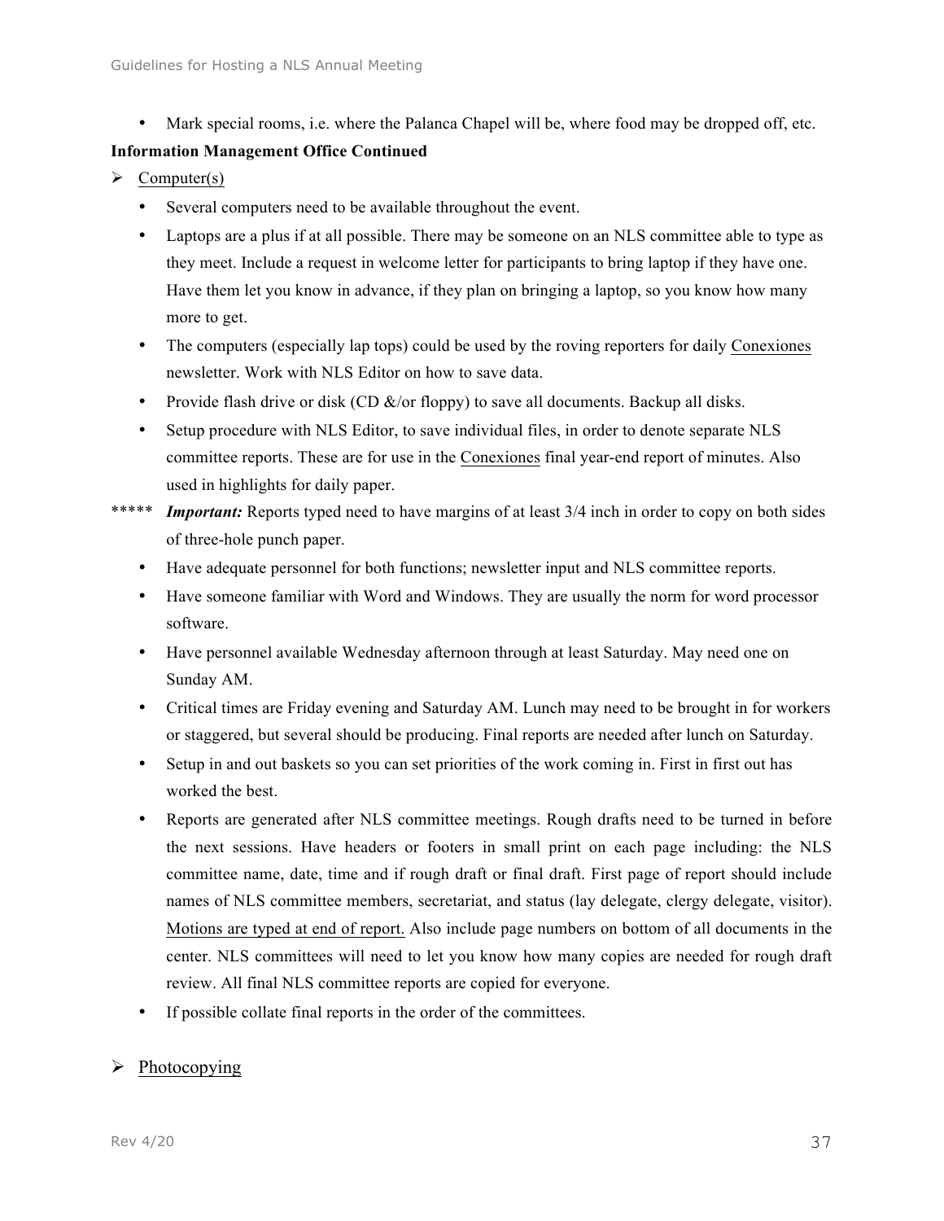- Mark special rooms, i.e. where the Palanca Chapel will be, where food may be dropped off, etc.

**Information Management Office Continued**

- Computer(s)
  - Several computers need to be available throughout the event.
  - Laptops are a plus if at all possible. There may be someone on an NLS committee able to type as they meet. Include a request in welcome letter for participants to bring laptop if they have one. Have them let you know in advance, if they plan on bringing a laptop, so you know how many more to get.
  - The computers (especially lap tops) could be used by the roving reporters for daily Conexiones newsletter. Work with NLS Editor on how to save data.
  - Provide flash drive or disk (CD &/or floppy) to save all documents. Backup all disks.
  - Setup procedure with NLS Editor, to save individual files, in order to denote separate NLS committee reports. These are for use in the Conexiones final year-end report of minutes. Also used in highlights for daily paper.

***** ***Important:*** Reports typed need to have margins of at least 3/4 inch in order to copy on both sides of three-hole punch paper.

  - Have adequate personnel for both functions; newsletter input and NLS committee reports.
  - Have someone familiar with Word and Windows. They are usually the norm for word processor software.
  - Have personnel available Wednesday afternoon through at least Saturday. May need one on Sunday AM.
  - Critical times are Friday evening and Saturday AM. Lunch may need to be brought in for workers or staggered, but several should be producing. Final reports are needed after lunch on Saturday.
  - Setup in and out baskets so you can set priorities of the work coming in. First in first out has worked the best.
  - Reports are generated after NLS committee meetings. Rough drafts need to be turned in before the next sessions. Have headers or footers in small print on each page including: the NLS committee name, date, time and if rough draft or final draft. First page of report should include names of NLS committee members, secretariat, and status (lay delegate, clergy delegate, visitor). Motions are typed at end of report. Also include page numbers on bottom of all documents in the center. NLS committees will need to let you know how many copies are needed for rough draft review. All final NLS committee reports are copied for everyone.
  - If possible collate final reports in the order of the committees.

- Photocopying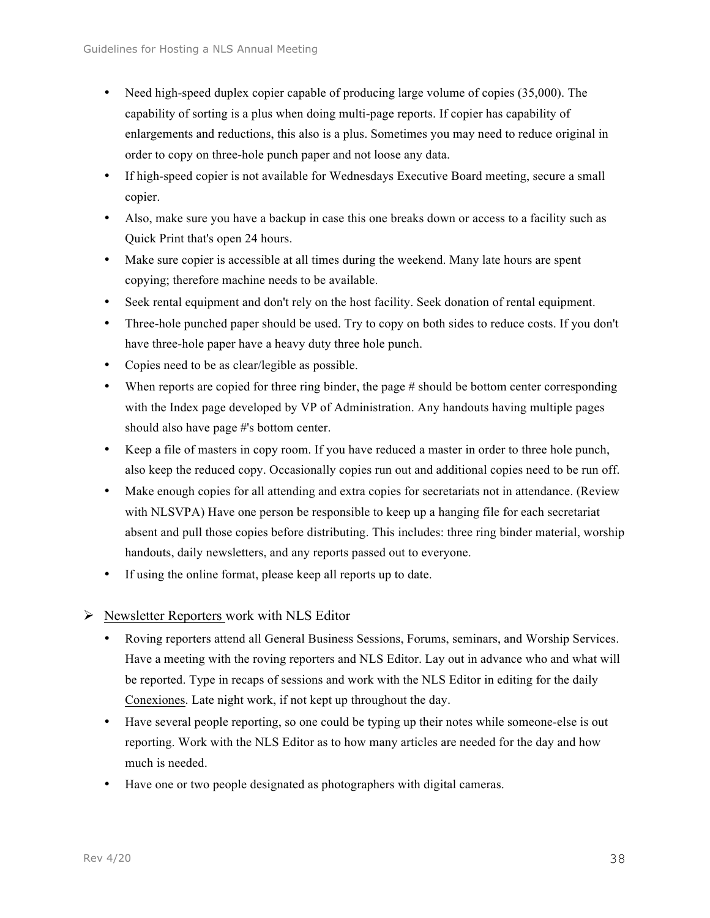- Need high-speed duplex copier capable of producing large volume of copies (35,000). The capability of sorting is a plus when doing multi-page reports. If copier has capability of enlargements and reductions, this also is a plus. Sometimes you may need to reduce original in order to copy on three-hole punch paper and not loose any data.
- If high-speed copier is not available for Wednesdays Executive Board meeting, secure a small copier.
- Also, make sure you have a backup in case this one breaks down or access to a facility such as Quick Print that's open 24 hours.
- Make sure copier is accessible at all times during the weekend. Many late hours are spent copying; therefore machine needs to be available.
- Seek rental equipment and don't rely on the host facility. Seek donation of rental equipment.
- Three-hole punched paper should be used. Try to copy on both sides to reduce costs. If you don't have three-hole paper have a heavy duty three hole punch.
- Copies need to be as clear/legible as possible.
- When reports are copied for three ring binder, the page # should be bottom center corresponding with the Index page developed by VP of Administration. Any handouts having multiple pages should also have page #'s bottom center.
- Keep a file of masters in copy room. If you have reduced a master in order to three hole punch, also keep the reduced copy. Occasionally copies run out and additional copies need to be run off.
- Make enough copies for all attending and extra copies for secretariats not in attendance. (Review with NLSVPA) Have one person be responsible to keep up a hanging file for each secretariat absent and pull those copies before distributing. This includes: three ring binder material, worship handouts, daily newsletters, and any reports passed out to everyone.
- If using the online format, please keep all reports up to date.

➢ <u>Newsletter Reporters</u> work with NLS Editor

- Roving reporters attend all General Business Sessions, Forums, seminars, and Worship Services. Have a meeting with the roving reporters and NLS Editor. Lay out in advance who and what will be reported. Type in recaps of sessions and work with the NLS Editor in editing for the daily <u>Conexiones</u>. Late night work, if not kept up throughout the day.
- Have several people reporting, so one could be typing up their notes while someone-else is out reporting. Work with the NLS Editor as to how many articles are needed for the day and how much is needed.
- Have one or two people designated as photographers with digital cameras.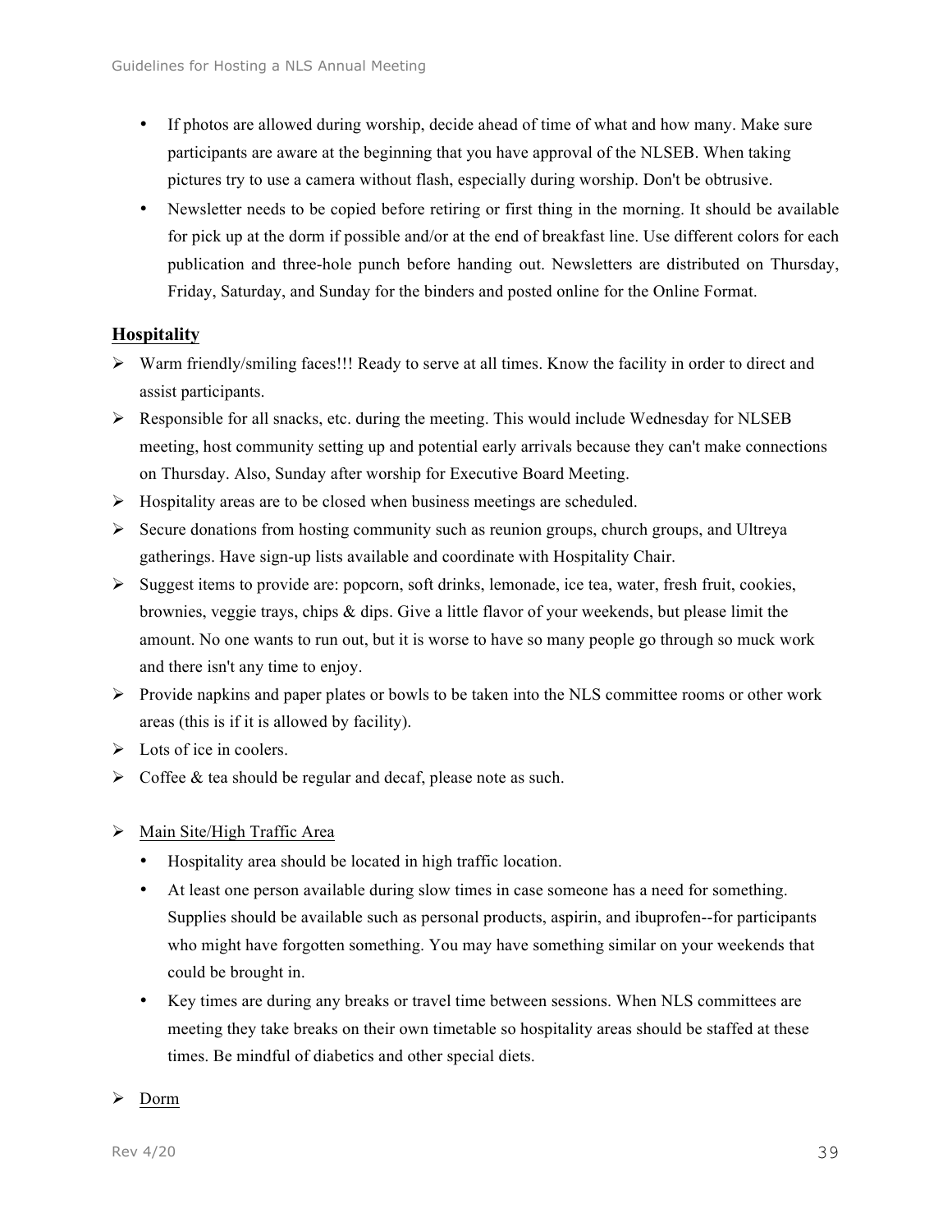- If photos are allowed during worship, decide ahead of time of what and how many. Make sure participants are aware at the beginning that you have approval of the NLSEB. When taking pictures try to use a camera without flash, especially during worship. Don't be obtrusive.
- Newsletter needs to be copied before retiring or first thing in the morning. It should be available for pick up at the dorm if possible and/or at the end of breakfast line. Use different colors for each publication and three-hole punch before handing out. Newsletters are distributed on Thursday, Friday, Saturday, and Sunday for the binders and posted online for the Online Format.

## Hospitality

- Warm friendly/smiling faces!!! Ready to serve at all times. Know the facility in order to direct and assist participants.
- Responsible for all snacks, etc. during the meeting. This would include Wednesday for NLSEB meeting, host community setting up and potential early arrivals because they can't make connections on Thursday. Also, Sunday after worship for Executive Board Meeting.
- Hospitality areas are to be closed when business meetings are scheduled.
- Secure donations from hosting community such as reunion groups, church groups, and Ultreya gatherings. Have sign-up lists available and coordinate with Hospitality Chair.
- Suggest items to provide are: popcorn, soft drinks, lemonade, ice tea, water, fresh fruit, cookies, brownies, veggie trays, chips & dips. Give a little flavor of your weekends, but please limit the amount. No one wants to run out, but it is worse to have so many people go through so muck work and there isn't any time to enjoy.
- Provide napkins and paper plates or bowls to be taken into the NLS committee rooms or other work areas (this is if it is allowed by facility).
- Lots of ice in coolers.
- Coffee & tea should be regular and decaf, please note as such.

- Main Site/High Traffic Area
  - Hospitality area should be located in high traffic location.
  - At least one person available during slow times in case someone has a need for something. Supplies should be available such as personal products, aspirin, and ibuprofen--for participants who might have forgotten something. You may have something similar on your weekends that could be brought in.
  - Key times are during any breaks or travel time between sessions. When NLS committees are meeting they take breaks on their own timetable so hospitality areas should be staffed at these times. Be mindful of diabetics and other special diets.

- Dorm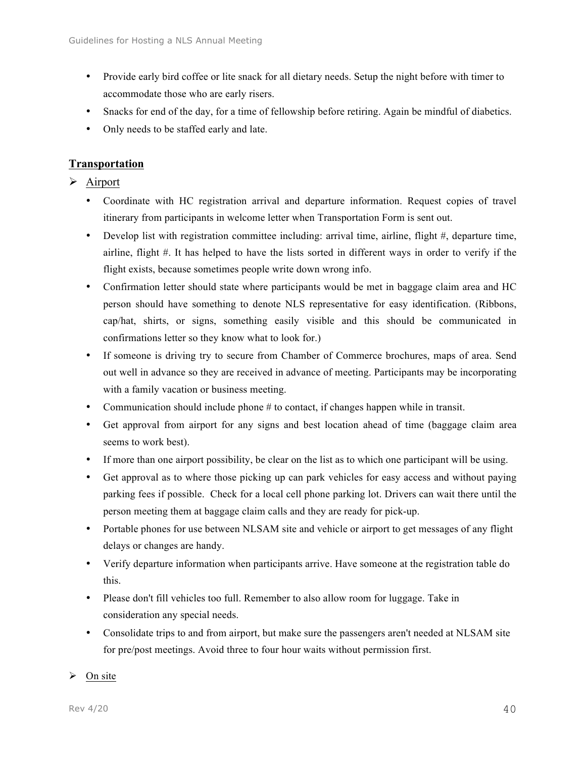- Provide early bird coffee or lite snack for all dietary needs. Setup the night before with timer to accommodate those who are early risers.
- Snacks for end of the day, for a time of fellowship before retiring. Again be mindful of diabetics.
- Only needs to be staffed early and late.

## Transportation

➢ Airport

- Coordinate with HC registration arrival and departure information. Request copies of travel itinerary from participants in welcome letter when Transportation Form is sent out.
- Develop list with registration committee including: arrival time, airline, flight #, departure time, airline, flight #. It has helped to have the lists sorted in different ways in order to verify if the flight exists, because sometimes people write down wrong info.
- Confirmation letter should state where participants would be met in baggage claim area and HC person should have something to denote NLS representative for easy identification. (Ribbons, cap/hat, shirts, or signs, something easily visible and this should be communicated in confirmations letter so they know what to look for.)
- If someone is driving try to secure from Chamber of Commerce brochures, maps of area. Send out well in advance so they are received in advance of meeting. Participants may be incorporating with a family vacation or business meeting.
- Communication should include phone # to contact, if changes happen while in transit.
- Get approval from airport for any signs and best location ahead of time (baggage claim area seems to work best).
- If more than one airport possibility, be clear on the list as to which one participant will be using.
- Get approval as to where those picking up can park vehicles for easy access and without paying parking fees if possible. Check for a local cell phone parking lot. Drivers can wait there until the person meeting them at baggage claim calls and they are ready for pick-up.
- Portable phones for use between NLSAM site and vehicle or airport to get messages of any flight delays or changes are handy.
- Verify departure information when participants arrive. Have someone at the registration table do this.
- Please don't fill vehicles too full. Remember to also allow room for luggage. Take in consideration any special needs.
- Consolidate trips to and from airport, but make sure the passengers aren't needed at NLSAM site for pre/post meetings. Avoid three to four hour waits without permission first.

➢ On site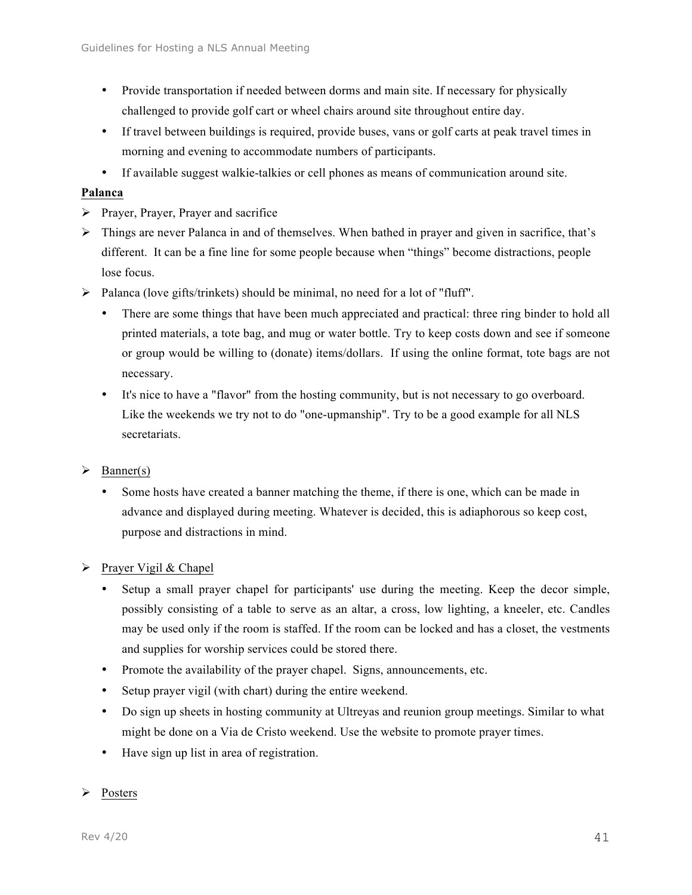- Provide transportation if needed between dorms and main site. If necessary for physically challenged to provide golf cart or wheel chairs around site throughout entire day.
- If travel between buildings is required, provide buses, vans or golf carts at peak travel times in morning and evening to accommodate numbers of participants.
- If available suggest walkie-talkies or cell phones as means of communication around site.

**Palanca**

- Prayer, Prayer, Prayer and sacrifice
- Things are never Palanca in and of themselves. When bathed in prayer and given in sacrifice, that's different. It can be a fine line for some people because when "things" become distractions, people lose focus.
- Palanca (love gifts/trinkets) should be minimal, no need for a lot of "fluff".
  - There are some things that have been much appreciated and practical: three ring binder to hold all printed materials, a tote bag, and mug or water bottle. Try to keep costs down and see if someone or group would be willing to (donate) items/dollars. If using the online format, tote bags are not necessary.
  - It's nice to have a "flavor" from the hosting community, but is not necessary to go overboard. Like the weekends we try not to do "one-upmanship". Try to be a good example for all NLS secretariats.

- Banner(s)
  - Some hosts have created a banner matching the theme, if there is one, which can be made in advance and displayed during meeting. Whatever is decided, this is adiaphorous so keep cost, purpose and distractions in mind.

- Prayer Vigil & Chapel
  - Setup a small prayer chapel for participants' use during the meeting. Keep the decor simple, possibly consisting of a table to serve as an altar, a cross, low lighting, a kneeler, etc. Candles may be used only if the room is staffed. If the room can be locked and has a closet, the vestments and supplies for worship services could be stored there.
  - Promote the availability of the prayer chapel. Signs, announcements, etc.
  - Setup prayer vigil (with chart) during the entire weekend.
  - Do sign up sheets in hosting community at Ultreyas and reunion group meetings. Similar to what might be done on a Via de Cristo weekend. Use the website to promote prayer times.
  - Have sign up list in area of registration.

- Posters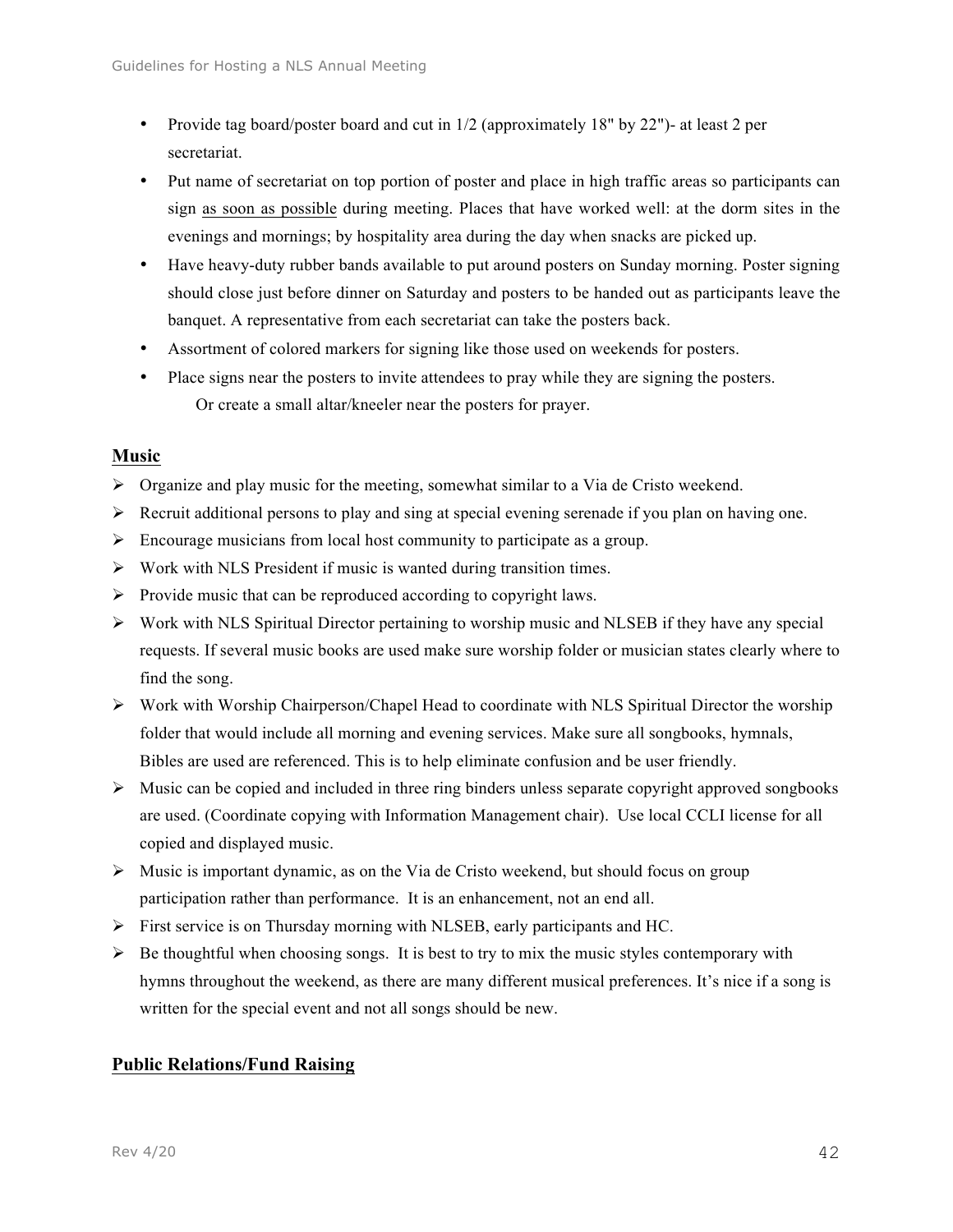- Provide tag board/poster board and cut in 1/2 (approximately 18" by 22")- at least 2 per secretariat.
- Put name of secretariat on top portion of poster and place in high traffic areas so participants can sign as soon as possible during meeting. Places that have worked well: at the dorm sites in the evenings and mornings; by hospitality area during the day when snacks are picked up.
- Have heavy-duty rubber bands available to put around posters on Sunday morning. Poster signing should close just before dinner on Saturday and posters to be handed out as participants leave the banquet. A representative from each secretariat can take the posters back.
- Assortment of colored markers for signing like those used on weekends for posters.
- Place signs near the posters to invite attendees to pray while they are signing the posters.
  Or create a small altar/kneeler near the posters for prayer.

## Music

- Organize and play music for the meeting, somewhat similar to a Via de Cristo weekend.
- Recruit additional persons to play and sing at special evening serenade if you plan on having one.
- Encourage musicians from local host community to participate as a group.
- Work with NLS President if music is wanted during transition times.
- Provide music that can be reproduced according to copyright laws.
- Work with NLS Spiritual Director pertaining to worship music and NLSEB if they have any special requests. If several music books are used make sure worship folder or musician states clearly where to find the song.
- Work with Worship Chairperson/Chapel Head to coordinate with NLS Spiritual Director the worship folder that would include all morning and evening services. Make sure all songbooks, hymnals, Bibles are used are referenced. This is to help eliminate confusion and be user friendly.
- Music can be copied and included in three ring binders unless separate copyright approved songbooks are used. (Coordinate copying with Information Management chair). Use local CCLI license for all copied and displayed music.
- Music is important dynamic, as on the Via de Cristo weekend, but should focus on group participation rather than performance. It is an enhancement, not an end all.
- First service is on Thursday morning with NLSEB, early participants and HC.
- Be thoughtful when choosing songs. It is best to try to mix the music styles contemporary with hymns throughout the weekend, as there are many different musical preferences. It's nice if a song is written for the special event and not all songs should be new.

## Public Relations/Fund Raising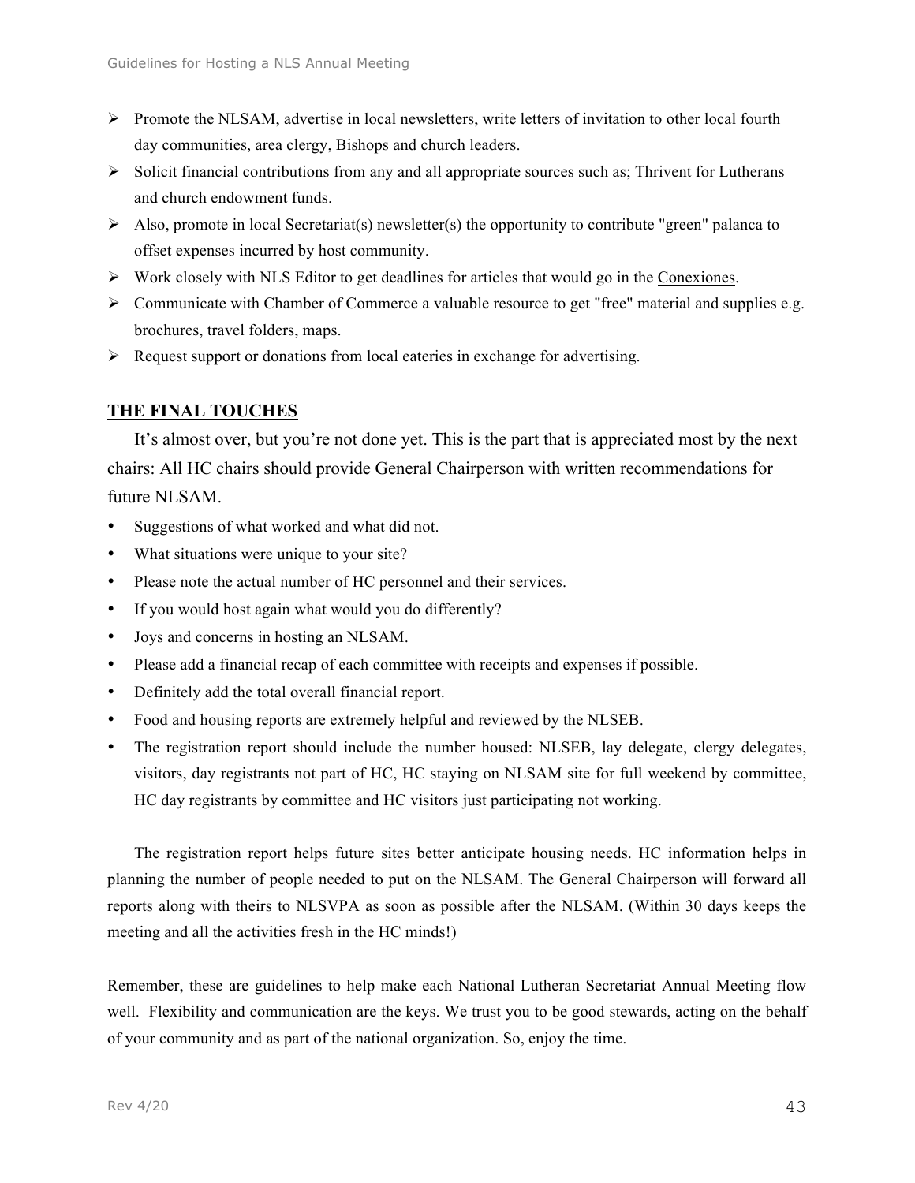- Promote the NLSAM, advertise in local newsletters, write letters of invitation to other local fourth day communities, area clergy, Bishops and church leaders.
- Solicit financial contributions from any and all appropriate sources such as; Thrivent for Lutherans and church endowment funds.
- Also, promote in local Secretariat(s) newsletter(s) the opportunity to contribute "green" palanca to offset expenses incurred by host community.
- Work closely with NLS Editor to get deadlines for articles that would go in the Conexiones.
- Communicate with Chamber of Commerce a valuable resource to get "free" material and supplies e.g. brochures, travel folders, maps.
- Request support or donations from local eateries in exchange for advertising.

## THE FINAL TOUCHES

It's almost over, but you're not done yet. This is the part that is appreciated most by the next chairs: All HC chairs should provide General Chairperson with written recommendations for future NLSAM.

- Suggestions of what worked and what did not.
- What situations were unique to your site?
- Please note the actual number of HC personnel and their services.
- If you would host again what would you do differently?
- Joys and concerns in hosting an NLSAM.
- Please add a financial recap of each committee with receipts and expenses if possible.
- Definitely add the total overall financial report.
- Food and housing reports are extremely helpful and reviewed by the NLSEB.
- The registration report should include the number housed: NLSEB, lay delegate, clergy delegates, visitors, day registrants not part of HC, HC staying on NLSAM site for full weekend by committee, HC day registrants by committee and HC visitors just participating not working.

The registration report helps future sites better anticipate housing needs. HC information helps in planning the number of people needed to put on the NLSAM. The General Chairperson will forward all reports along with theirs to NLSVPA as soon as possible after the NLSAM. (Within 30 days keeps the meeting and all the activities fresh in the HC minds!)

Remember, these are guidelines to help make each National Lutheran Secretariat Annual Meeting flow well. Flexibility and communication are the keys. We trust you to be good stewards, acting on the behalf of your community and as part of the national organization. So, enjoy the time.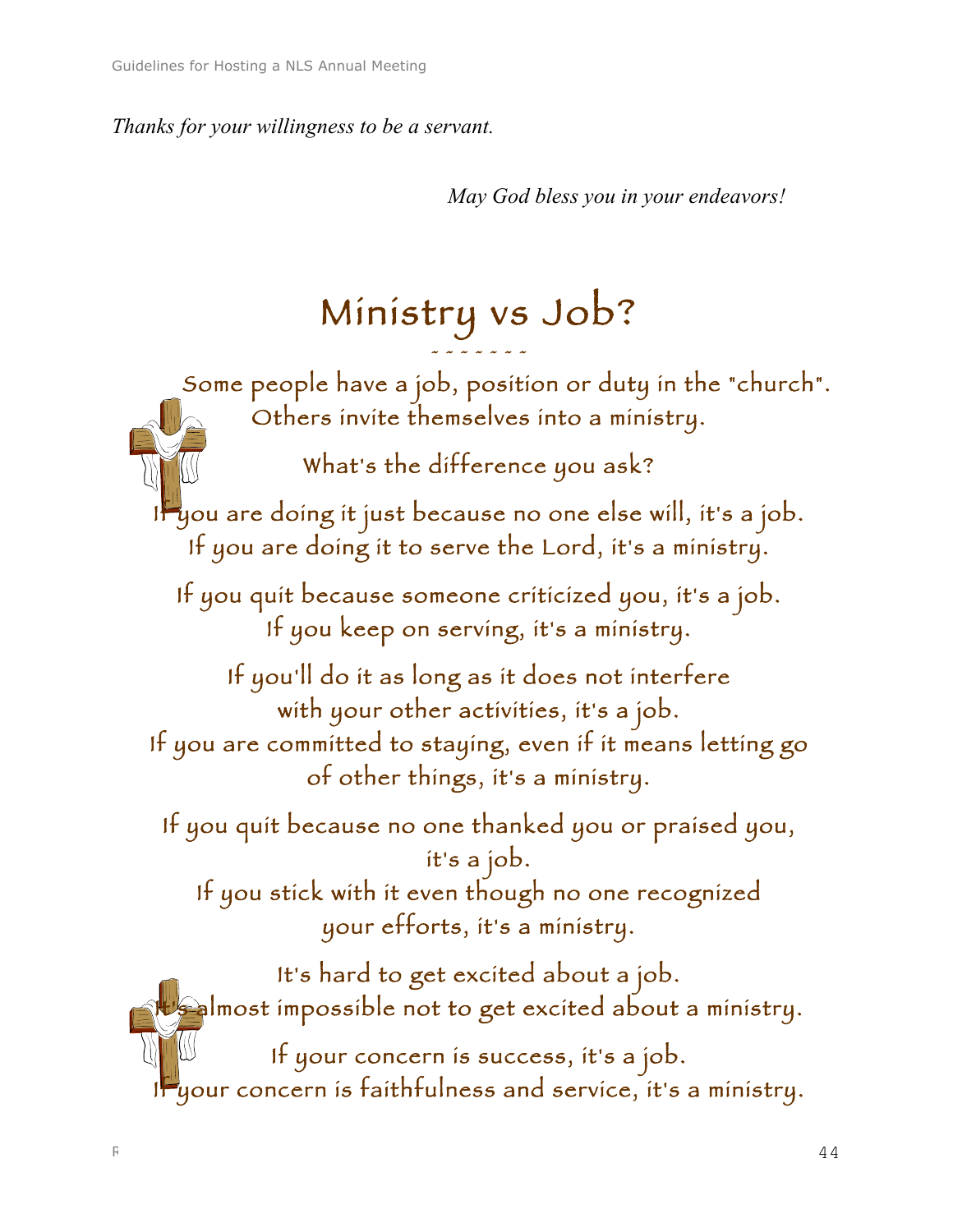*Thanks for your willingness to be a servant.*

*May God bless you in your endeavors!*

# Ministry vs Job?

~ ~ ~ ~ ~ ~ ~ ~

Some people have a job, position or duty in the "church".
Others invite themselves into a ministry.

What's the difference you ask?

If you are doing it just because no one else will, it's a job.
If you are doing it to serve the Lord, it's a ministry.

If you quit because someone criticized you, it's a job.
If you keep on serving, it's a ministry.

If you'll do it as long as it does not interfere
with your other activities, it's a job.
If you are committed to staying, even if it means letting go
of other things, it's a ministry.

If you quit because no one thanked you or praised you,
it's a job.
If you stick with it even though no one recognized
your efforts, it's a ministry.

It's hard to get excited about a job.
It's almost impossible not to get excited about a ministry.

If your concern is success, it's a job.
If your concern is faithfulness and service, it's a ministry.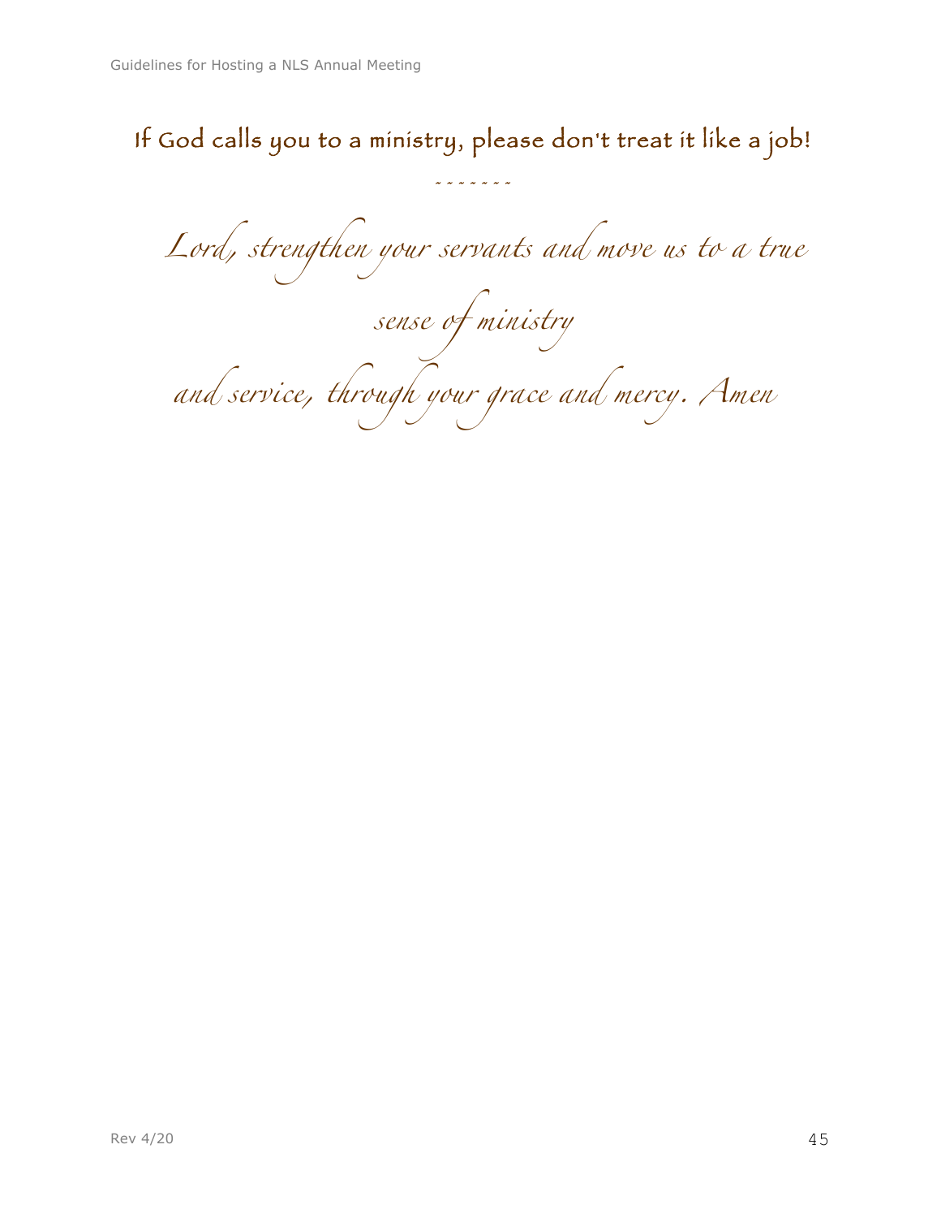**If God calls you to a ministry, please don't treat it like a job!**

\- - - - - - -

*Lord, strengthen your servants and move us to a true sense of ministry and service, through your grace and mercy. Amen*